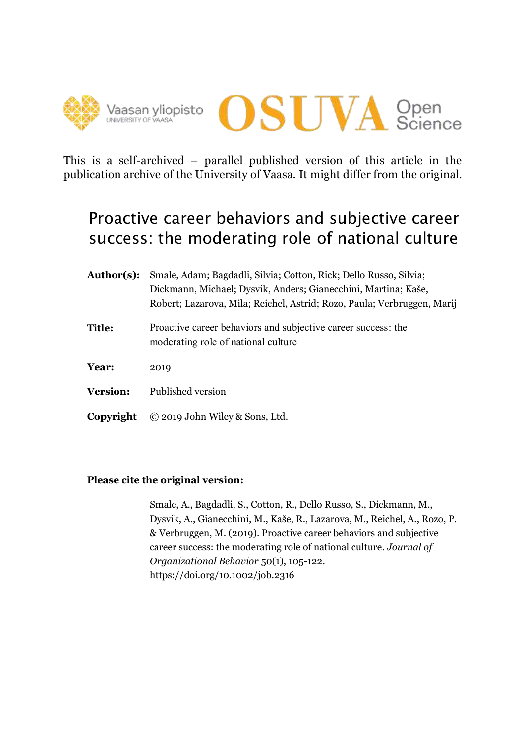Vaasan yliopisto
UNIVERSITY OF VAASA

OSUVA Open Science

This is a self-archived – parallel published version of this article in the publication archive of the University of Vaasa. It might differ from the original.

# Proactive career behaviors and subjective career success: the moderating role of national culture

**Author(s):** Smale, Adam; Bagdadli, Silvia; Cotton, Rick; Dello Russo, Silvia; Dickmann, Michael; Dysvik, Anders; Gianecchini, Martina; Kaše, Robert; Lazarova, Mila; Reichel, Astrid; Rozo, Paula; Verbruggen, Marij

**Title:** Proactive career behaviors and subjective career success: the moderating role of national culture

**Year:** 2019

**Version:** Published version

**Copyright** © 2019 John Wiley & Sons, Ltd.

**Please cite the original version:**

Smale, A., Bagdadli, S., Cotton, R., Dello Russo, S., Dickmann, M., Dysvik, A., Gianecchini, M., Kaše, R., Lazarova, M., Reichel, A., Rozo, P. & Verbruggen, M. (2019). Proactive career behaviors and subjective career success: the moderating role of national culture. *Journal of Organizational Behavior* 50(1), 105-122. https://doi.org/10.1002/job.2316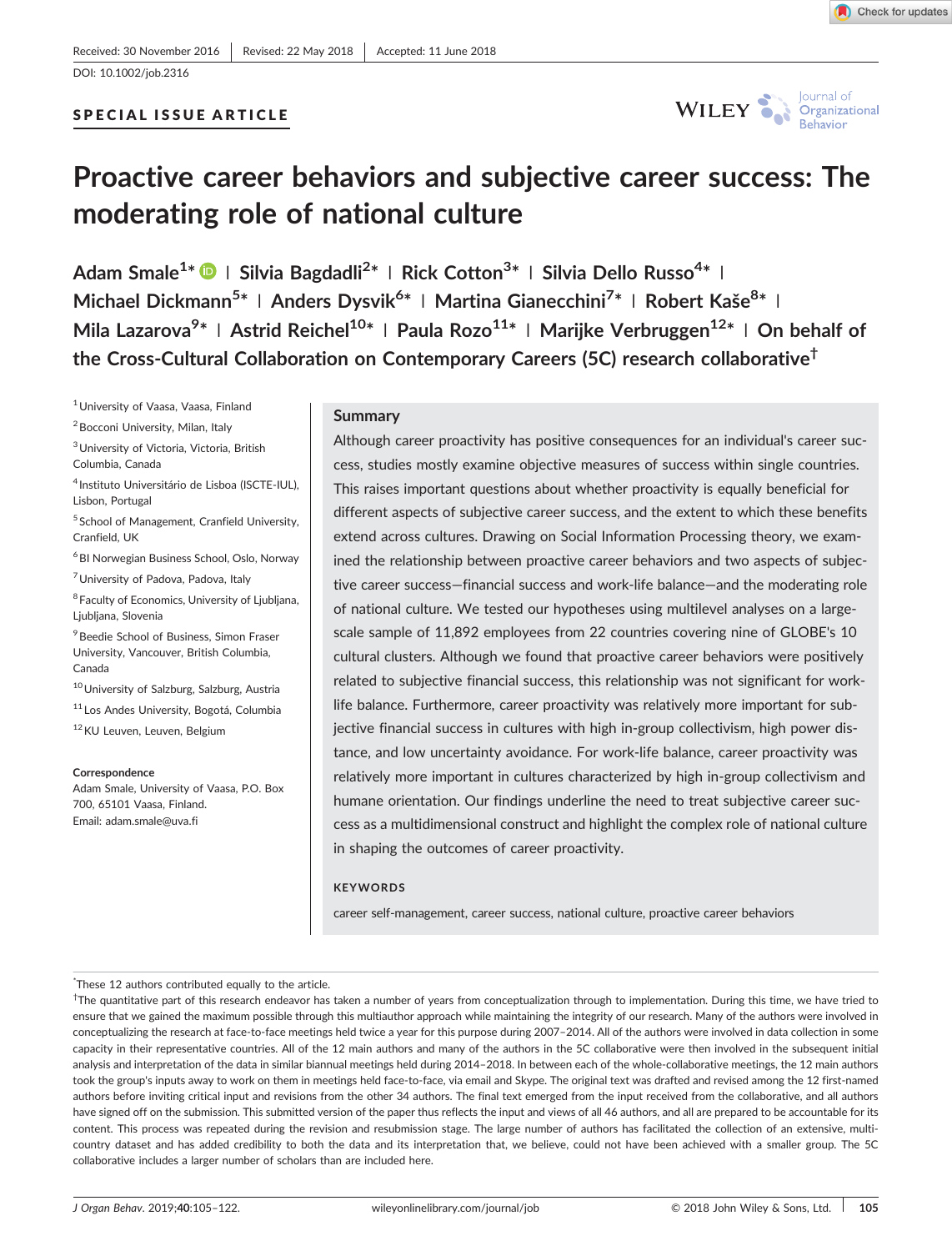Received: 30 November 2016 | Revised: 22 May 2018 | Accepted: 11 June 2018

DOI: 10.1002/job.2316

**SPECIAL ISSUE ARTICLE**

# Proactive career behaviors and subjective career success: The moderating role of national culture

**Adam Smale**[1*] | **Silvia Bagdadli**[2*] | **Rick Cotton**[3*] | **Silvia Dello Russo**[4*] | **Michael Dickmann**[5*] | **Anders Dysvik**[6*] | **Martina Gianecchini**[7*] | **Robert Kaše**[8*] | **Mila Lazarova**[9*] | **Astrid Reichel**[10*] | **Paula Rozo**[11*] | **Marijke Verbruggen**[12*] | **On behalf of the Cross-Cultural Collaboration on Contemporary Careers (5C) research collaborative**[†]

[1] University of Vaasa, Vaasa, Finland
[2] Bocconi University, Milan, Italy
[3] University of Victoria, Victoria, British Columbia, Canada
[4] Instituto Universitário de Lisboa (ISCTE-IUL), Lisbon, Portugal
[5] School of Management, Cranfield University, Cranfield, UK
[6] BI Norwegian Business School, Oslo, Norway
[7] University of Padova, Padova, Italy
[8] Faculty of Economics, University of Ljubljana, Ljubljana, Slovenia
[9] Beedie School of Business, Simon Fraser University, Vancouver, British Columbia, Canada
[10] University of Salzburg, Salzburg, Austria
[11] Los Andes University, Bogotá, Columbia
[12] KU Leuven, Leuven, Belgium

**Correspondence**
Adam Smale, University of Vaasa, P.O. Box 700, 65101 Vaasa, Finland.
Email: adam.smale@uva.fi

## Summary

Although career proactivity has positive consequences for an individual's career success, studies mostly examine objective measures of success within single countries. This raises important questions about whether proactivity is equally beneficial for different aspects of subjective career success, and the extent to which these benefits extend across cultures. Drawing on Social Information Processing theory, we examined the relationship between proactive career behaviors and two aspects of subjective career success—financial success and work-life balance—and the moderating role of national culture. We tested our hypotheses using multilevel analyses on a large-scale sample of 11,892 employees from 22 countries covering nine of GLOBE's 10 cultural clusters. Although we found that proactive career behaviors were positively related to subjective financial success, this relationship was not significant for work-life balance. Furthermore, career proactivity was relatively more important for subjective financial success in cultures with high in-group collectivism, high power distance, and low uncertainty avoidance. For work-life balance, career proactivity was relatively more important in cultures characterized by high in-group collectivism and humane orientation. Our findings underline the need to treat subjective career success as a multidimensional construct and highlight the complex role of national culture in shaping the outcomes of career proactivity.

**KEYWORDS**

career self-management, career success, national culture, proactive career behaviors

---

*These 12 authors contributed equally to the article.

†The quantitative part of this research endeavor has taken a number of years from conceptualization through to implementation. During this time, we have tried to ensure that we gained the maximum possible through this multiauthor approach while maintaining the integrity of our research. Many of the authors were involved in conceptualizing the research at face-to-face meetings held twice a year for this purpose during 2007–2014. All of the authors were involved in data collection in some capacity in their representative countries. All of the 12 main authors and many of the authors in the 5C collaborative were then involved in the subsequent initial analysis and interpretation of the data in similar biannual meetings held during 2014–2018. In between each of the whole-collaborative meetings, the 12 main authors took the group's inputs away to work on them in meetings held face-to-face, via email and Skype. The original text was drafted and revised among the 12 first-named authors before inviting critical input and revisions from the other 34 authors. The final text emerged from the input received from the collaborative, and all authors have signed off on the submission. This submitted version of the paper thus reflects the input and views of all 46 authors, and all are prepared to be accountable for its content. This process was repeated during the revision and resubmission stage. The large number of authors has facilitated the collection of an extensive, multi-country dataset and has added credibility to both the data and its interpretation that, we believe, could not have been achieved with a smaller group. The 5C collaborative includes a larger number of scholars than are included here.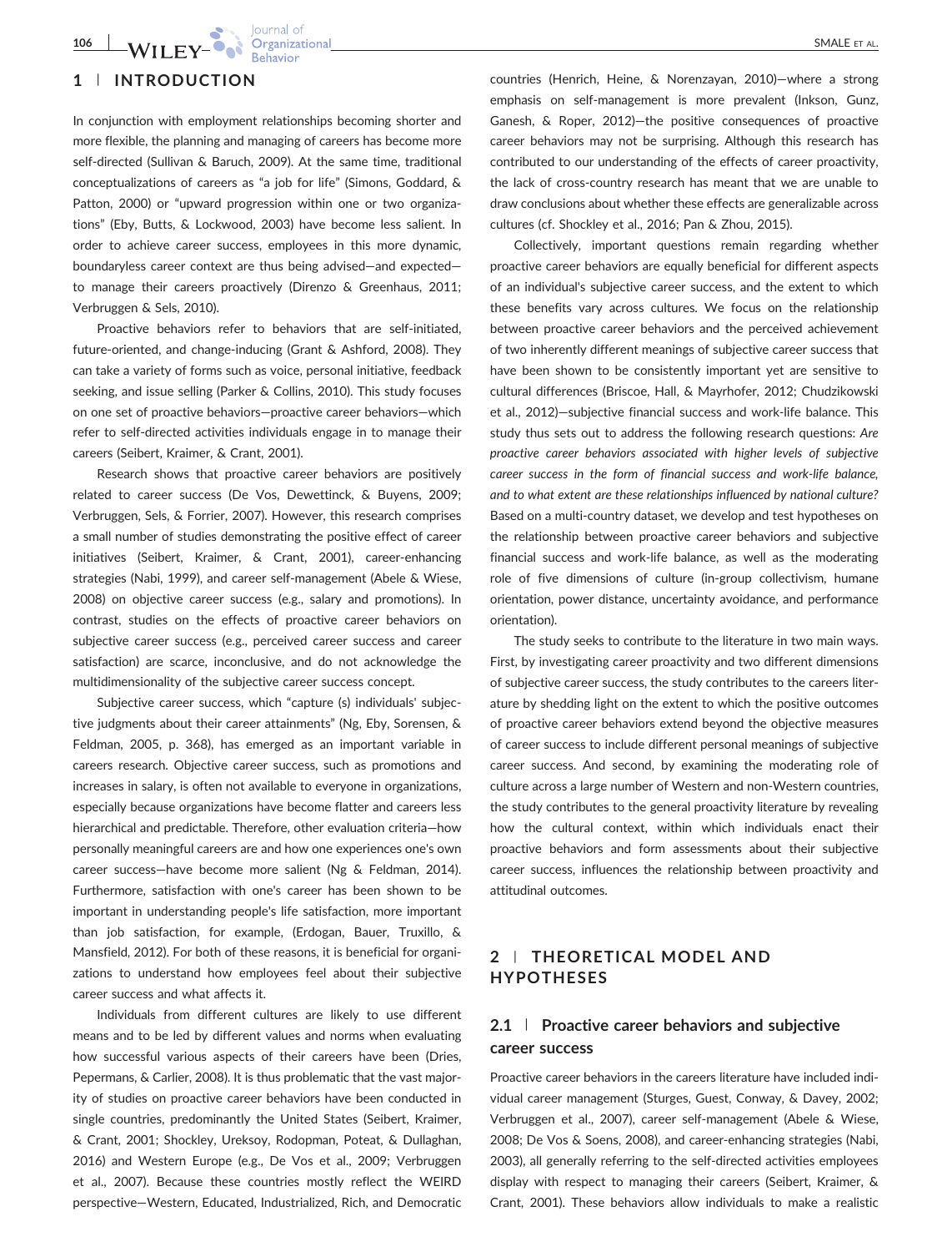## 1 | INTRODUCTION

In conjunction with employment relationships becoming shorter and more flexible, the planning and managing of careers has become more self-directed (Sullivan & Baruch, 2009). At the same time, traditional conceptualizations of careers as "a job for life" (Simons, Goddard, & Patton, 2000) or "upward progression within one or two organizations" (Eby, Butts, & Lockwood, 2003) have become less salient. In order to achieve career success, employees in this more dynamic, boundaryless career context are thus being advised—and expected—to manage their careers proactively (Direnzo & Greenhaus, 2011; Verbruggen & Sels, 2010).

Proactive behaviors refer to behaviors that are self-initiated, future-oriented, and change-inducing (Grant & Ashford, 2008). They can take a variety of forms such as voice, personal initiative, feedback seeking, and issue selling (Parker & Collins, 2010). This study focuses on one set of proactive behaviors—proactive career behaviors—which refer to self-directed activities individuals engage in to manage their careers (Seibert, Kraimer, & Crant, 2001).

Research shows that proactive career behaviors are positively related to career success (De Vos, Dewettinck, & Buyens, 2009; Verbruggen, Sels, & Forrier, 2007). However, this research comprises a small number of studies demonstrating the positive effect of career initiatives (Seibert, Kraimer, & Crant, 2001), career-enhancing strategies (Nabi, 1999), and career self-management (Abele & Wiese, 2008) on objective career success (e.g., salary and promotions). In contrast, studies on the effects of proactive career behaviors on subjective career success (e.g., perceived career success and career satisfaction) are scarce, inconclusive, and do not acknowledge the multidimensionality of the subjective career success concept.

Subjective career success, which "capture (s) individuals' subjective judgments about their career attainments" (Ng, Eby, Sorensen, & Feldman, 2005, p. 368), has emerged as an important variable in careers research. Objective career success, such as promotions and increases in salary, is often not available to everyone in organizations, especially because organizations have become flatter and careers less hierarchical and predictable. Therefore, other evaluation criteria—how personally meaningful careers are and how one experiences one's own career success—have become more salient (Ng & Feldman, 2014). Furthermore, satisfaction with one's career has been shown to be important in understanding people's life satisfaction, more important than job satisfaction, for example, (Erdogan, Bauer, Truxillo, & Mansfield, 2012). For both of these reasons, it is beneficial for organizations to understand how employees feel about their subjective career success and what affects it.

Individuals from different cultures are likely to use different means and to be led by different values and norms when evaluating how successful various aspects of their careers have been (Dries, Pepermans, & Carlier, 2008). It is thus problematic that the vast majority of studies on proactive career behaviors have been conducted in single countries, predominantly the United States (Seibert, Kraimer, & Crant, 2001; Shockley, Ureksoy, Rodopman, Poteat, & Dullaghan, 2016) and Western Europe (e.g., De Vos et al., 2009; Verbruggen et al., 2007). Because these countries mostly reflect the WEIRD perspective—Western, Educated, Industrialized, Rich, and Democratic countries (Henrich, Heine, & Norenzayan, 2010)—where a strong emphasis on self-management is more prevalent (Inkson, Gunz, Ganesh, & Roper, 2012)—the positive consequences of proactive career behaviors may not be surprising. Although this research has contributed to our understanding of the effects of career proactivity, the lack of cross-country research has meant that we are unable to draw conclusions about whether these effects are generalizable across cultures (cf. Shockley et al., 2016; Pan & Zhou, 2015).

Collectively, important questions remain regarding whether proactive career behaviors are equally beneficial for different aspects of an individual's subjective career success, and the extent to which these benefits vary across cultures. We focus on the relationship between proactive career behaviors and the perceived achievement of two inherently different meanings of subjective career success that have been shown to be consistently important yet are sensitive to cultural differences (Briscoe, Hall, & Mayrhofer, 2012; Chudzikowski et al., 2012)—subjective financial success and work-life balance. This study thus sets out to address the following research questions: *Are proactive career behaviors associated with higher levels of subjective career success in the form of financial success and work-life balance, and to what extent are these relationships influenced by national culture?* Based on a multi-country dataset, we develop and test hypotheses on the relationship between proactive career behaviors and subjective financial success and work-life balance, as well as the moderating role of five dimensions of culture (in-group collectivism, humane orientation, power distance, uncertainty avoidance, and performance orientation).

The study seeks to contribute to the literature in two main ways. First, by investigating career proactivity and two different dimensions of subjective career success, the study contributes to the careers literature by shedding light on the extent to which the positive outcomes of proactive career behaviors extend beyond the objective measures of career success to include different personal meanings of subjective career success. And second, by examining the moderating role of culture across a large number of Western and non-Western countries, the study contributes to the general proactivity literature by revealing how the cultural context, within which individuals enact their proactive behaviors and form assessments about their subjective career success, influences the relationship between proactivity and attitudinal outcomes.

## 2 | THEORETICAL MODEL AND HYPOTHESES

### 2.1 | Proactive career behaviors and subjective career success

Proactive career behaviors in the careers literature have included individual career management (Sturges, Guest, Conway, & Davey, 2002; Verbruggen et al., 2007), career self-management (Abele & Wiese, 2008; De Vos & Soens, 2008), and career-enhancing strategies (Nabi, 2003), all generally referring to the self-directed activities employees display with respect to managing their careers (Seibert, Kraimer, & Crant, 2001). These behaviors allow individuals to make a realistic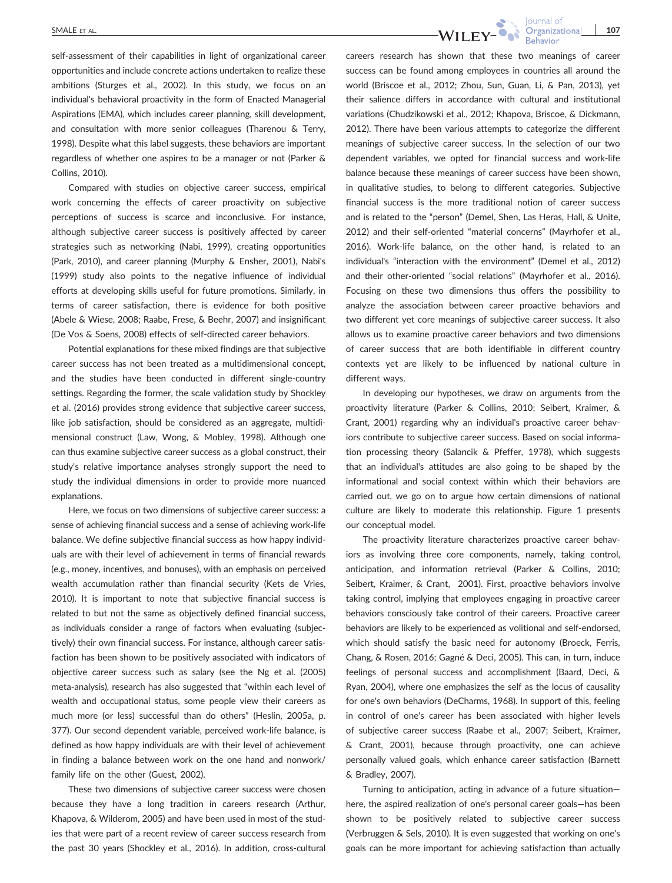self-assessment of their capabilities in light of organizational career opportunities and include concrete actions undertaken to realize these ambitions (Sturges et al., 2002). In this study, we focus on an individual's behavioral proactivity in the form of Enacted Managerial Aspirations (EMA), which includes career planning, skill development, and consultation with more senior colleagues (Tharenou & Terry, 1998). Despite what this label suggests, these behaviors are important regardless of whether one aspires to be a manager or not (Parker & Collins, 2010).

Compared with studies on objective career success, empirical work concerning the effects of career proactivity on subjective perceptions of success is scarce and inconclusive. For instance, although subjective career success is positively affected by career strategies such as networking (Nabi, 1999), creating opportunities (Park, 2010), and career planning (Murphy & Ensher, 2001), Nabi's (1999) study also points to the negative influence of individual efforts at developing skills useful for future promotions. Similarly, in terms of career satisfaction, there is evidence for both positive (Abele & Wiese, 2008; Raabe, Frese, & Beehr, 2007) and insignificant (De Vos & Soens, 2008) effects of self-directed career behaviors.

Potential explanations for these mixed findings are that subjective career success has not been treated as a multidimensional concept, and the studies have been conducted in different single-country settings. Regarding the former, the scale validation study by Shockley et al. (2016) provides strong evidence that subjective career success, like job satisfaction, should be considered as an aggregate, multidimensional construct (Law, Wong, & Mobley, 1998). Although one can thus examine subjective career success as a global construct, their study's relative importance analyses strongly support the need to study the individual dimensions in order to provide more nuanced explanations.

Here, we focus on two dimensions of subjective career success: a sense of achieving financial success and a sense of achieving work-life balance. We define subjective financial success as how happy individuals are with their level of achievement in terms of financial rewards (e.g., money, incentives, and bonuses), with an emphasis on perceived wealth accumulation rather than financial security (Kets de Vries, 2010). It is important to note that subjective financial success is related to but not the same as objectively defined financial success, as individuals consider a range of factors when evaluating (subjectively) their own financial success. For instance, although career satisfaction has been shown to be positively associated with indicators of objective career success such as salary (see the Ng et al. (2005) meta-analysis), research has also suggested that "within each level of wealth and occupational status, some people view their careers as much more (or less) successful than do others" (Heslin, 2005a, p. 377). Our second dependent variable, perceived work-life balance, is defined as how happy individuals are with their level of achievement in finding a balance between work on the one hand and nonwork/family life on the other (Guest, 2002).

These two dimensions of subjective career success were chosen because they have a long tradition in careers research (Arthur, Khapova, & Wilderom, 2005) and have been used in most of the studies that were part of a recent review of career success research from the past 30 years (Shockley et al., 2016). In addition, cross-cultural careers research has shown that these two meanings of career success can be found among employees in countries all around the world (Briscoe et al., 2012; Zhou, Sun, Guan, Li, & Pan, 2013), yet their salience differs in accordance with cultural and institutional variations (Chudzikowski et al., 2012; Khapova, Briscoe, & Dickmann, 2012). There have been various attempts to categorize the different meanings of subjective career success. In the selection of our two dependent variables, we opted for financial success and work-life balance because these meanings of career success have been shown, in qualitative studies, to belong to different categories. Subjective financial success is the more traditional notion of career success and is related to the "person" (Demel, Shen, Las Heras, Hall, & Unite, 2012) and their self-oriented "material concerns" (Mayrhofer et al., 2016). Work-life balance, on the other hand, is related to an individual's "interaction with the environment" (Demel et al., 2012) and their other-oriented "social relations" (Mayrhofer et al., 2016). Focusing on these two dimensions thus offers the possibility to analyze the association between career proactive behaviors and two different yet core meanings of subjective career success. It also allows us to examine proactive career behaviors and two dimensions of career success that are both identifiable in different country contexts yet are likely to be influenced by national culture in different ways.

In developing our hypotheses, we draw on arguments from the proactivity literature (Parker & Collins, 2010; Seibert, Kraimer, & Crant, 2001) regarding why an individual's proactive career behaviors contribute to subjective career success. Based on social information processing theory (Salancik & Pfeffer, 1978), which suggests that an individual's attitudes are also going to be shaped by the informational and social context within which their behaviors are carried out, we go on to argue how certain dimensions of national culture are likely to moderate this relationship. Figure 1 presents our conceptual model.

The proactivity literature characterizes proactive career behaviors as involving three core components, namely, taking control, anticipation, and information retrieval (Parker & Collins, 2010; Seibert, Kraimer, & Crant, 2001). First, proactive behaviors involve taking control, implying that employees engaging in proactive career behaviors consciously take control of their careers. Proactive career behaviors are likely to be experienced as volitional and self-endorsed, which should satisfy the basic need for autonomy (Broeck, Ferris, Chang, & Rosen, 2016; Gagné & Deci, 2005). This can, in turn, induce feelings of personal success and accomplishment (Baard, Deci, & Ryan, 2004), where one emphasizes the self as the locus of causality for one's own behaviors (DeCharms, 1968). In support of this, feeling in control of one's career has been associated with higher levels of subjective career success (Raabe et al., 2007; Seibert, Kraimer, & Crant, 2001), because through proactivity, one can achieve personally valued goals, which enhance career satisfaction (Barnett & Bradley, 2007).

Turning to anticipation, acting in advance of a future situation—here, the aspired realization of one's personal career goals—has been shown to be positively related to subjective career success (Verbruggen & Sels, 2010). It is even suggested that working on one's goals can be more important for achieving satisfaction than actually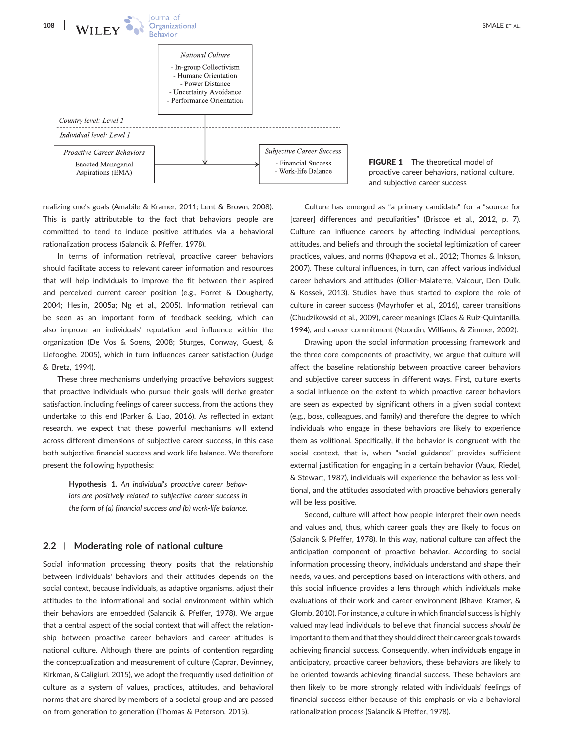National Culture
- In-group Collectivism
- Humane Orientation
- Power Distance
- Uncertainty Avoidance
- Performance Orientation

Country level: Level 2

Individual level: Level 1

Proactive Career Behaviors: Enacted Managerial Aspirations (EMA)

Subjective Career Success
- Financial Success
- Work-life Balance

**FIGURE 1** The theoretical model of proactive career behaviors, national culture, and subjective career success

realizing one's goals (Amabile & Kramer, 2011; Lent & Brown, 2008). This is partly attributable to the fact that behaviors people are committed to tend to induce positive attitudes via a behavioral rationalization process (Salancik & Pfeffer, 1978).

In terms of information retrieval, proactive career behaviors should facilitate access to relevant career information and resources that will help individuals to improve the fit between their aspired and perceived current career position (e.g., Forret & Dougherty, 2004; Heslin, 2005a; Ng et al., 2005). Information retrieval can be seen as an important form of feedback seeking, which can also improve an individuals' reputation and influence within the organization (De Vos & Soens, 2008; Sturges, Conway, Guest, & Liefooghe, 2005), which in turn influences career satisfaction (Judge & Bretz, 1994).

These three mechanisms underlying proactive behaviors suggest that proactive individuals who pursue their goals will derive greater satisfaction, including feelings of career success, from the actions they undertake to this end (Parker & Liao, 2016). As reflected in extant research, we expect that these powerful mechanisms will extend across different dimensions of subjective career success, in this case both subjective financial success and work-life balance. We therefore present the following hypothesis:

> **Hypothesis 1.** *An individual's proactive career behaviors are positively related to subjective career success in the form of (a) financial success and (b) work-life balance.*

## 2.2 | Moderating role of national culture

Social information processing theory posits that the relationship between individuals' behaviors and their attitudes depends on the social context, because individuals, as adaptive organisms, adjust their attitudes to the informational and social environment within which their behaviors are embedded (Salancik & Pfeffer, 1978). We argue that a central aspect of the social context that will affect the relationship between proactive career behaviors and career attitudes is national culture. Although there are points of contention regarding the conceptualization and measurement of culture (Caprar, Devinney, Kirkman, & Caligiuri, 2015), we adopt the frequently used definition of culture as a system of values, practices, attitudes, and behavioral norms that are shared by members of a societal group and are passed on from generation to generation (Thomas & Peterson, 2015).

Culture has emerged as "a primary candidate" for a "source for [career] differences and peculiarities" (Briscoe et al., 2012, p. 7). Culture can influence careers by affecting individual perceptions, attitudes, and beliefs and through the societal legitimization of career practices, values, and norms (Khapova et al., 2012; Thomas & Inkson, 2007). These cultural influences, in turn, can affect various individual career behaviors and attitudes (Ollier-Malaterre, Valcour, Den Dulk, & Kossek, 2013). Studies have thus started to explore the role of culture in career success (Mayrhofer et al., 2016), career transitions (Chudzikowski et al., 2009), career meanings (Claes & Ruiz-Quintanilla, 1994), and career commitment (Noordin, Williams, & Zimmer, 2002).

Drawing upon the social information processing framework and the three core components of proactivity, we argue that culture will affect the baseline relationship between proactive career behaviors and subjective career success in different ways. First, culture exerts a social influence on the extent to which proactive career behaviors are seen as expected by significant others in a given social context (e.g., boss, colleagues, and family) and therefore the degree to which individuals who engage in these behaviors are likely to experience them as volitional. Specifically, if the behavior is congruent with the social context, that is, when "social guidance" provides sufficient external justification for engaging in a certain behavior (Vaux, Riedel, & Stewart, 1987), individuals will experience the behavior as less volitional, and the attitudes associated with proactive behaviors generally will be less positive.

Second, culture will affect how people interpret their own needs and values and, thus, which career goals they are likely to focus on (Salancik & Pfeffer, 1978). In this way, national culture can affect the anticipation component of proactive behavior. According to social information processing theory, individuals understand and shape their needs, values, and perceptions based on interactions with others, and this social influence provides a lens through which individuals make evaluations of their work and career environment (Bhave, Kramer, & Glomb, 2010). For instance, a culture in which financial success is highly valued may lead individuals to believe that financial success *should be* important to them and that they should direct their career goals towards achieving financial success. Consequently, when individuals engage in anticipatory, proactive career behaviors, these behaviors are likely to be oriented towards achieving financial success. These behaviors are then likely to be more strongly related with individuals' feelings of financial success either because of this emphasis or via a behavioral rationalization process (Salancik & Pfeffer, 1978).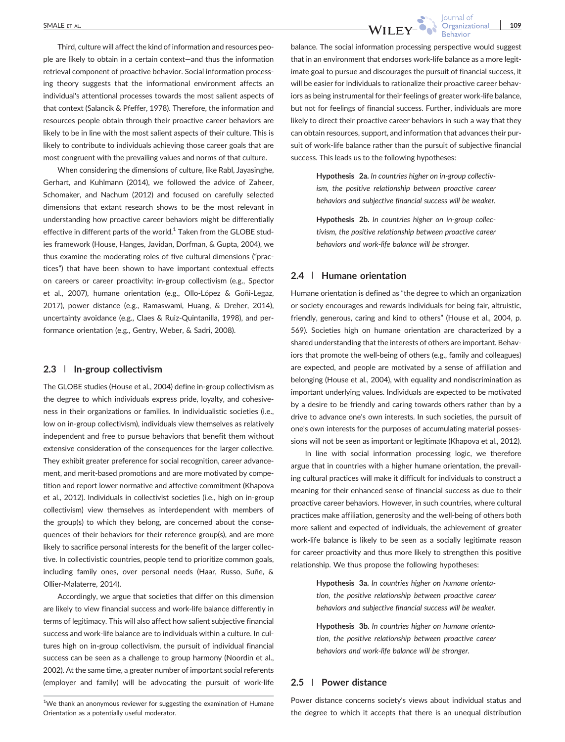Third, culture will affect the kind of information and resources people are likely to obtain in a certain context—and thus the information retrieval component of proactive behavior. Social information processing theory suggests that the informational environment affects an individual's attentional processes towards the most salient aspects of that context (Salancik & Pfeffer, 1978). Therefore, the information and resources people obtain through their proactive career behaviors are likely to be in line with the most salient aspects of their culture. This is likely to contribute to individuals achieving those career goals that are most congruent with the prevailing values and norms of that culture.

When considering the dimensions of culture, like Rabl, Jayasinghe, Gerhart, and Kuhlmann (2014), we followed the advice of Zaheer, Schomaker, and Nachum (2012) and focused on carefully selected dimensions that extant research shows to be the most relevant in understanding how proactive career behaviors might be differentially effective in different parts of the world.[1] Taken from the GLOBE studies framework (House, Hanges, Javidan, Dorfman, & Gupta, 2004), we thus examine the moderating roles of five cultural dimensions ("practices") that have been shown to have important contextual effects on careers or career proactivity: in-group collectivism (e.g., Spector et al., 2007), humane orientation (e.g., Ollo-López & Goñi-Legaz, 2017), power distance (e.g., Ramaswami, Huang, & Dreher, 2014), uncertainty avoidance (e.g., Claes & Ruiz-Quintanilla, 1998), and performance orientation (e.g., Gentry, Weber, & Sadri, 2008).

## 2.3 | In-group collectivism

The GLOBE studies (House et al., 2004) define in-group collectivism as the degree to which individuals express pride, loyalty, and cohesiveness in their organizations or families. In individualistic societies (i.e., low on in-group collectivism), individuals view themselves as relatively independent and free to pursue behaviors that benefit them without extensive consideration of the consequences for the larger collective. They exhibit greater preference for social recognition, career advancement, and merit-based promotions and are more motivated by competition and report lower normative and affective commitment (Khapova et al., 2012). Individuals in collectivist societies (i.e., high on in-group collectivism) view themselves as interdependent with members of the group(s) to which they belong, are concerned about the consequences of their behaviors for their reference group(s), and are more likely to sacrifice personal interests for the benefit of the larger collective. In collectivistic countries, people tend to prioritize common goals, including family ones, over personal needs (Haar, Russo, Suñe, & Ollier-Malaterre, 2014).

Accordingly, we argue that societies that differ on this dimension are likely to view financial success and work-life balance differently in terms of legitimacy. This will also affect how salient subjective financial success and work-life balance are to individuals within a culture. In cultures high on in-group collectivism, the pursuit of individual financial success can be seen as a challenge to group harmony (Noordin et al., 2002). At the same time, a greater number of important social referents (employer and family) will be advocating the pursuit of work-life balance. The social information processing perspective would suggest that in an environment that endorses work-life balance as a more legitimate goal to pursue and discourages the pursuit of financial success, it will be easier for individuals to rationalize their proactive career behaviors as being instrumental for their feelings of greater work-life balance, but not for feelings of financial success. Further, individuals are more likely to direct their proactive career behaviors in such a way that they can obtain resources, support, and information that advances their pursuit of work-life balance rather than the pursuit of subjective financial success. This leads us to the following hypotheses:

> **Hypothesis 2a.** *In countries higher on in-group collectivism, the positive relationship between proactive career behaviors and subjective financial success will be weaker.*

> **Hypothesis 2b.** *In countries higher on in-group collectivism, the positive relationship between proactive career behaviors and work-life balance will be stronger.*

## 2.4 | Humane orientation

Humane orientation is defined as "the degree to which an organization or society encourages and rewards individuals for being fair, altruistic, friendly, generous, caring and kind to others" (House et al., 2004, p. 569). Societies high on humane orientation are characterized by a shared understanding that the interests of others are important. Behaviors that promote the well-being of others (e.g., family and colleagues) are expected, and people are motivated by a sense of affiliation and belonging (House et al., 2004), with equality and nondiscrimination as important underlying values. Individuals are expected to be motivated by a desire to be friendly and caring towards others rather than by a drive to advance one's own interests. In such societies, the pursuit of one's own interests for the purposes of accumulating material possessions will not be seen as important or legitimate (Khapova et al., 2012).

In line with social information processing logic, we therefore argue that in countries with a higher humane orientation, the prevailing cultural practices will make it difficult for individuals to construct a meaning for their enhanced sense of financial success as due to their proactive career behaviors. However, in such countries, where cultural practices make affiliation, generosity and the well-being of others both more salient and expected of individuals, the achievement of greater work-life balance is likely to be seen as a socially legitimate reason for career proactivity and thus more likely to strengthen this positive relationship. We thus propose the following hypotheses:

> **Hypothesis 3a.** *In countries higher on humane orientation, the positive relationship between proactive career behaviors and subjective financial success will be weaker.*

> **Hypothesis 3b.** *In countries higher on humane orientation, the positive relationship between proactive career behaviors and work-life balance will be stronger.*

## 2.5 | Power distance

Power distance concerns society's views about individual status and the degree to which it accepts that there is an unequal distribution

[1] We thank an anonymous reviewer for suggesting the examination of Humane Orientation as a potentially useful moderator.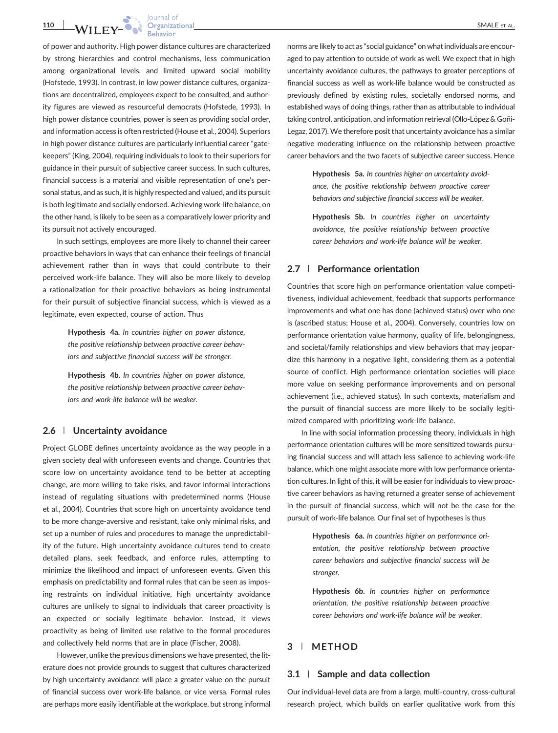of power and authority. High power distance cultures are characterized by strong hierarchies and control mechanisms, less communication among organizational levels, and limited upward social mobility (Hofstede, 1993). In contrast, in low power distance cultures, organizations are decentralized, employees expect to be consulted, and authority figures are viewed as resourceful democrats (Hofstede, 1993). In high power distance countries, power is seen as providing social order, and information access is often restricted (House et al., 2004). Superiors in high power distance cultures are particularly influential career "gatekeepers" (King, 2004), requiring individuals to look to their superiors for guidance in their pursuit of subjective career success. In such cultures, financial success is a material and visible representation of one's personal status, and as such, it is highly respected and valued, and its pursuit is both legitimate and socially endorsed. Achieving work-life balance, on the other hand, is likely to be seen as a comparatively lower priority and its pursuit not actively encouraged.

In such settings, employees are more likely to channel their career proactive behaviors in ways that can enhance their feelings of financial achievement rather than in ways that could contribute to their perceived work-life balance. They will also be more likely to develop a rationalization for their proactive behaviors as being instrumental for their pursuit of subjective financial success, which is viewed as a legitimate, even expected, course of action. Thus

> **Hypothesis 4a.** *In countries higher on power distance, the positive relationship between proactive career behaviors and subjective financial success will be stronger.*

> **Hypothesis 4b.** *In countries higher on power distance, the positive relationship between proactive career behaviors and work-life balance will be weaker.*

## 2.6 | Uncertainty avoidance

Project GLOBE defines uncertainty avoidance as the way people in a given society deal with unforeseen events and change. Countries that score low on uncertainty avoidance tend to be better at accepting change, are more willing to take risks, and favor informal interactions instead of regulating situations with predetermined norms (House et al., 2004). Countries that score high on uncertainty avoidance tend to be more change-aversive and resistant, take only minimal risks, and set up a number of rules and procedures to manage the unpredictability of the future. High uncertainty avoidance cultures tend to create detailed plans, seek feedback, and enforce rules, attempting to minimize the likelihood and impact of unforeseen events. Given this emphasis on predictability and formal rules that can be seen as imposing restraints on individual initiative, high uncertainty avoidance cultures are unlikely to signal to individuals that career proactivity is an expected or socially legitimate behavior. Instead, it views proactivity as being of limited use relative to the formal procedures and collectively held norms that are in place (Fischer, 2008).

However, unlike the previous dimensions we have presented, the literature does not provide grounds to suggest that cultures characterized by high uncertainty avoidance will place a greater value on the pursuit of financial success over work-life balance, or vice versa. Formal rules are perhaps more easily identifiable at the workplace, but strong informal norms are likely to act as "social guidance" on what individuals are encouraged to pay attention to outside of work as well. We expect that in high uncertainty avoidance cultures, the pathways to greater perceptions of financial success as well as work-life balance would be constructed as previously defined by existing rules, societally endorsed norms, and established ways of doing things, rather than as attributable to individual taking control, anticipation, and information retrieval (Ollo-López & Goñi-Legaz, 2017). We therefore posit that uncertainty avoidance has a similar negative moderating influence on the relationship between proactive career behaviors and the two facets of subjective career success. Hence

> **Hypothesis 5a.** *In countries higher on uncertainty avoidance, the positive relationship between proactive career behaviors and subjective financial success will be weaker.*

> **Hypothesis 5b.** *In countries higher on uncertainty avoidance, the positive relationship between proactive career behaviors and work-life balance will be weaker.*

## 2.7 | Performance orientation

Countries that score high on performance orientation value competitiveness, individual achievement, feedback that supports performance improvements and what one has done (achieved status) over who one is (ascribed status; House et al., 2004). Conversely, countries low on performance orientation value harmony, quality of life, belongingness, and societal/family relationships and view behaviors that may jeopardize this harmony in a negative light, considering them as a potential source of conflict. High performance orientation societies will place more value on seeking performance improvements and on personal achievement (i.e., achieved status). In such contexts, materialism and the pursuit of financial success are more likely to be socially legitimized compared with prioritizing work-life balance.

In line with social information processing theory, individuals in high performance orientation cultures will be more sensitized towards pursuing financial success and will attach less salience to achieving work-life balance, which one might associate more with low performance orientation cultures. In light of this, it will be easier for individuals to view proactive career behaviors as having returned a greater sense of achievement in the pursuit of financial success, which will not be the case for the pursuit of work-life balance. Our final set of hypotheses is thus

> **Hypothesis 6a.** *In countries higher on performance orientation, the positive relationship between proactive career behaviors and subjective financial success will be stronger.*

> **Hypothesis 6b.** *In countries higher on performance orientation, the positive relationship between proactive career behaviors and work-life balance will be weaker.*

# 3 | METHOD

## 3.1 | Sample and data collection

Our individual-level data are from a large, multi-country, cross-cultural research project, which builds on earlier qualitative work from this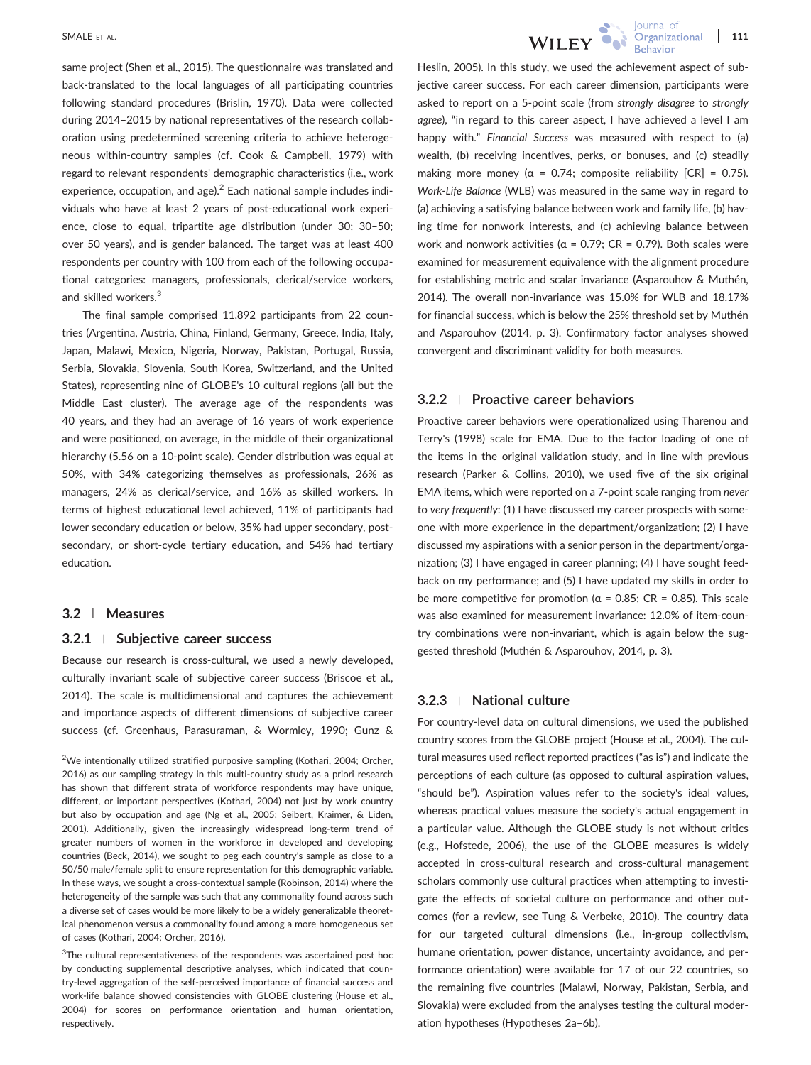same project (Shen et al., 2015). The questionnaire was translated and back-translated to the local languages of all participating countries following standard procedures (Brislin, 1970). Data were collected during 2014–2015 by national representatives of the research collaboration using predetermined screening criteria to achieve heterogeneous within-country samples (cf. Cook & Campbell, 1979) with regard to relevant respondents' demographic characteristics (i.e., work experience, occupation, and age).[2] Each national sample includes individuals who have at least 2 years of post-educational work experience, close to equal, tripartite age distribution (under 30; 30–50; over 50 years), and is gender balanced. The target was at least 400 respondents per country with 100 from each of the following occupational categories: managers, professionals, clerical/service workers, and skilled workers.[3]

The final sample comprised 11,892 participants from 22 countries (Argentina, Austria, China, Finland, Germany, Greece, India, Italy, Japan, Malawi, Mexico, Nigeria, Norway, Pakistan, Portugal, Russia, Serbia, Slovakia, Slovenia, South Korea, Switzerland, and the United States), representing nine of GLOBE's 10 cultural regions (all but the Middle East cluster). The average age of the respondents was 40 years, and they had an average of 16 years of work experience and were positioned, on average, in the middle of their organizational hierarchy (5.56 on a 10-point scale). Gender distribution was equal at 50%, with 34% categorizing themselves as professionals, 26% as managers, 24% as clerical/service, and 16% as skilled workers. In terms of highest educational level achieved, 11% of participants had lower secondary education or below, 35% had upper secondary, post-secondary, or short-cycle tertiary education, and 54% had tertiary education.

## 3.2 | Measures

### 3.2.1 | Subjective career success

Because our research is cross-cultural, we used a newly developed, culturally invariant scale of subjective career success (Briscoe et al., 2014). The scale is multidimensional and captures the achievement and importance aspects of different dimensions of subjective career success (cf. Greenhaus, Parasuraman, & Wormley, 1990; Gunz & Heslin, 2005). In this study, we used the achievement aspect of subjective career success. For each career dimension, participants were asked to report on a 5-point scale (from *strongly disagree* to *strongly agree*), "in regard to this career aspect, I have achieved a level I am happy with." *Financial Success* was measured with respect to (a) wealth, (b) receiving incentives, perks, or bonuses, and (c) steadily making more money ($\alpha$ = 0.74; composite reliability [CR] = 0.75). *Work-Life Balance* (WLB) was measured in the same way in regard to (a) achieving a satisfying balance between work and family life, (b) having time for nonwork interests, and (c) achieving balance between work and nonwork activities ($\alpha$ = 0.79; CR = 0.79). Both scales were examined for measurement equivalence with the alignment procedure for establishing metric and scalar invariance (Asparouhov & Muthén, 2014). The overall non-invariance was 15.0% for WLB and 18.17% for financial success, which is below the 25% threshold set by Muthén and Asparouhov (2014, p. 3). Confirmatory factor analyses showed convergent and discriminant validity for both measures.

### 3.2.2 | Proactive career behaviors

Proactive career behaviors were operationalized using Tharenou and Terry's (1998) scale for EMA. Due to the factor loading of one of the items in the original validation study, and in line with previous research (Parker & Collins, 2010), we used five of the six original EMA items, which were reported on a 7-point scale ranging from *never* to *very frequently*: (1) I have discussed my career prospects with someone with more experience in the department/organization; (2) I have discussed my aspirations with a senior person in the department/organization; (3) I have engaged in career planning; (4) I have sought feedback on my performance; and (5) I have updated my skills in order to be more competitive for promotion ($\alpha$ = 0.85; CR = 0.85). This scale was also examined for measurement invariance: 12.0% of item-country combinations were non-invariant, which is again below the suggested threshold (Muthén & Asparouhov, 2014, p. 3).

### 3.2.3 | National culture

For country-level data on cultural dimensions, we used the published country scores from the GLOBE project (House et al., 2004). The cultural measures used reflect reported practices ("as is") and indicate the perceptions of each culture (as opposed to cultural aspiration values, "should be"). Aspiration values refer to the society's ideal values, whereas practical values measure the society's actual engagement in a particular value. Although the GLOBE study is not without critics (e.g., Hofstede, 2006), the use of the GLOBE measures is widely accepted in cross-cultural research and cross-cultural management scholars commonly use cultural practices when attempting to investigate the effects of societal culture on performance and other outcomes (for a review, see Tung & Verbeke, 2010). The country data for our targeted cultural dimensions (i.e., in-group collectivism, humane orientation, power distance, uncertainty avoidance, and performance orientation) were available for 17 of our 22 countries, so the remaining five countries (Malawi, Norway, Pakistan, Serbia, and Slovakia) were excluded from the analyses testing the cultural moderation hypotheses (Hypotheses 2a–6b).

---

[2] We intentionally utilized stratified purposive sampling (Kothari, 2004; Orcher, 2016) as our sampling strategy in this multi-country study as a priori research has shown that different strata of workforce respondents may have unique, different, or important perspectives (Kothari, 2004) not just by work country but also by occupation and age (Ng et al., 2005; Seibert, Kraimer, & Liden, 2001). Additionally, given the increasingly widespread long-term trend of greater numbers of women in the workforce in developed and developing countries (Beck, 2014), we sought to peg each country's sample as close to a 50/50 male/female split to ensure representation for this demographic variable. In these ways, we sought a cross-contextual sample (Robinson, 2014) where the heterogeneity of the sample was such that any commonality found across such a diverse set of cases would be more likely to be a widely generalizable theoretical phenomenon versus a commonality found among a more homogeneous set of cases (Kothari, 2004; Orcher, 2016).

[3] The cultural representativeness of the respondents was ascertained post hoc by conducting supplemental descriptive analyses, which indicated that country-level aggregation of the self-perceived importance of financial success and work-life balance showed consistencies with GLOBE clustering (House et al., 2004) for scores on performance orientation and human orientation, respectively.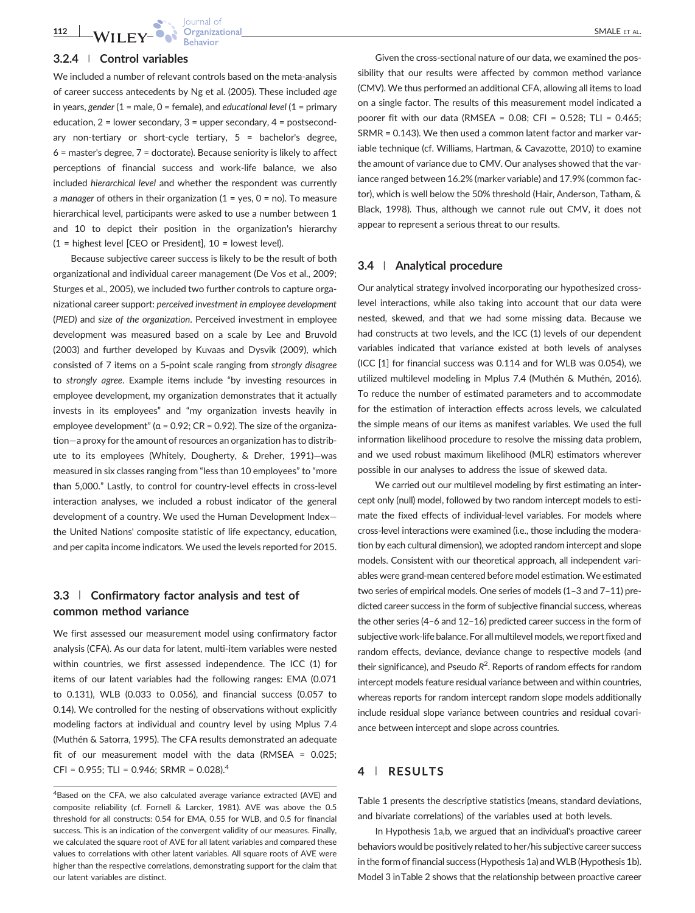### 3.2.4 | Control variables

We included a number of relevant controls based on the meta-analysis of career success antecedents by Ng et al. (2005). These included *age* in years, *gender* (1 = male, 0 = female), and *educational level* (1 = primary education, 2 = lower secondary, 3 = upper secondary, 4 = postsecondary non-tertiary or short-cycle tertiary, 5 = bachelor's degree, 6 = master's degree, 7 = doctorate). Because seniority is likely to affect perceptions of financial success and work-life balance, we also included *hierarchical level* and whether the respondent was currently a *manager* of others in their organization (1 = yes, 0 = no). To measure hierarchical level, participants were asked to use a number between 1 and 10 to depict their position in the organization's hierarchy (1 = highest level [CEO or President], 10 = lowest level).

Because subjective career success is likely to be the result of both organizational and individual career management (De Vos et al., 2009; Sturges et al., 2005), we included two further controls to capture organizational career support: *perceived investment in employee development* (*PIED*) and *size of the organization*. Perceived investment in employee development was measured based on a scale by Lee and Bruvold (2003) and further developed by Kuvaas and Dysvik (2009), which consisted of 7 items on a 5-point scale ranging from *strongly disagree* to *strongly agree*. Example items include "by investing resources in employee development, my organization demonstrates that it actually invests in its employees" and "my organization invests heavily in employee development" (α = 0.92; CR = 0.92). The size of the organization—a proxy for the amount of resources an organization has to distribute to its employees (Whitely, Dougherty, & Dreher, 1991)—was measured in six classes ranging from "less than 10 employees" to "more than 5,000." Lastly, to control for country-level effects in cross-level interaction analyses, we included a robust indicator of the general development of a country. We used the Human Development Index—the United Nations' composite statistic of life expectancy, education, and per capita income indicators. We used the levels reported for 2015.

## 3.3 | Confirmatory factor analysis and test of common method variance

We first assessed our measurement model using confirmatory factor analysis (CFA). As our data for latent, multi-item variables were nested within countries, we first assessed independence. The ICC (1) for items of our latent variables had the following ranges: EMA (0.071 to 0.131), WLB (0.033 to 0.056), and financial success (0.057 to 0.14). We controlled for the nesting of observations without explicitly modeling factors at individual and country level by using Mplus 7.4 (Muthén & Satorra, 1995). The CFA results demonstrated an adequate fit of our measurement model with the data (RMSEA = 0.025; CFI = 0.955; TLI = 0.946; SRMR = 0.028).[4]

Given the cross-sectional nature of our data, we examined the possibility that our results were affected by common method variance (CMV). We thus performed an additional CFA, allowing all items to load on a single factor. The results of this measurement model indicated a poorer fit with our data (RMSEA = 0.08; CFI = 0.528; TLI = 0.465; SRMR = 0.143). We then used a common latent factor and marker variable technique (cf. Williams, Hartman, & Cavazotte, 2010) to examine the amount of variance due to CMV. Our analyses showed that the variance ranged between 16.2% (marker variable) and 17.9% (common factor), which is well below the 50% threshold (Hair, Anderson, Tatham, & Black, 1998). Thus, although we cannot rule out CMV, it does not appear to represent a serious threat to our results.

## 3.4 | Analytical procedure

Our analytical strategy involved incorporating our hypothesized cross-level interactions, while also taking into account that our data were nested, skewed, and that we had some missing data. Because we had constructs at two levels, and the ICC (1) levels of our dependent variables indicated that variance existed at both levels of analyses (ICC [1] for financial success was 0.114 and for WLB was 0.054), we utilized multilevel modeling in Mplus 7.4 (Muthén & Muthén, 2016). To reduce the number of estimated parameters and to accommodate for the estimation of interaction effects across levels, we calculated the simple means of our items as manifest variables. We used the full information likelihood procedure to resolve the missing data problem, and we used robust maximum likelihood (MLR) estimators wherever possible in our analyses to address the issue of skewed data.

We carried out our multilevel modeling by first estimating an intercept only (null) model, followed by two random intercept models to estimate the fixed effects of individual-level variables. For models where cross-level interactions were examined (i.e., those including the moderation by each cultural dimension), we adopted random intercept and slope models. Consistent with our theoretical approach, all independent variables were grand-mean centered before model estimation. We estimated two series of empirical models. One series of models (1–3 and 7–11) predicted career success in the form of subjective financial success, whereas the other series (4–6 and 12–16) predicted career success in the form of subjective work-life balance. For all multilevel models, we report fixed and random effects, deviance, deviance change to respective models (and their significance), and Pseudo $R^2$. Reports of random effects for random intercept models feature residual variance between and within countries, whereas reports for random intercept random slope models additionally include residual slope variance between countries and residual covariance between intercept and slope across countries.

# 4 | RESULTS

Table 1 presents the descriptive statistics (means, standard deviations, and bivariate correlations) of the variables used at both levels.

In Hypothesis 1a,b, we argued that an individual's proactive career behaviors would be positively related to her/his subjective career success in the form of financial success (Hypothesis 1a) and WLB (Hypothesis 1b). Model 3 in Table 2 shows that the relationship between proactive career

---

[4] Based on the CFA, we also calculated average variance extracted (AVE) and composite reliability (cf. Fornell & Larcker, 1981). AVE was above the 0.5 threshold for all constructs: 0.54 for EMA, 0.55 for WLB, and 0.5 for financial success. This is an indication of the convergent validity of our measures. Finally, we calculated the square root of AVE for all latent variables and compared these values to correlations with other latent variables. All square roots of AVE were higher than the respective correlations, demonstrating support for the claim that our latent variables are distinct.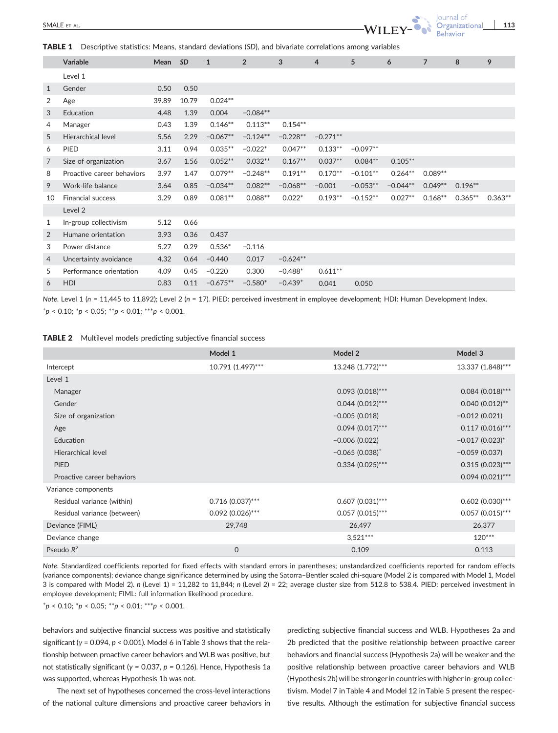**TABLE 1** Descriptive statistics: Means, standard deviations (*SD*), and bivariate correlations among variables

| | Variable | Mean | *SD* | 1 | 2 | 3 | 4 | 5 | 6 | 7 | 8 | 9 |
|---|---|---|---|---|---|---|---|---|---|---|---|---|
| | Level 1 | | | | | | | | | | | |
| 1 | Gender | 0.50 | 0.50 | | | | | | | | | |
| 2 | Age | 39.89 | 10.79 | 0.024** | | | | | | | | |
| 3 | Education | 4.48 | 1.39 | 0.004 | −0.084** | | | | | | | |
| 4 | Manager | 0.43 | 1.39 | 0.146** | 0.113** | 0.154** | | | | | | |
| 5 | Hierarchical level | 5.56 | 2.29 | −0.067** | −0.124** | −0.228** | −0.271** | | | | | |
| 6 | PIED | 3.11 | 0.94 | 0.035** | −0.022* | 0.047** | 0.133** | −0.097** | | | | |
| 7 | Size of organization | 3.67 | 1.56 | 0.052** | 0.032** | 0.167** | 0.037** | 0.084** | 0.105** | | | |
| 8 | Proactive career behaviors | 3.97 | 1.47 | 0.079** | −0.248** | 0.191** | 0.170** | −0.101** | 0.264** | 0.089** | | |
| 9 | Work-life balance | 3.64 | 0.85 | −0.034** | 0.082** | −0.068** | −0.001 | −0.053** | −0.044** | 0.049** | 0.196** | |
| 10 | Financial success | 3.29 | 0.89 | 0.081** | 0.088** | 0.022* | 0.193** | −0.152** | 0.027** | 0.168** | 0.365** | 0.363** |
| | Level 2 | | | | | | | | | | | |
| 1 | In-group collectivism | 5.12 | 0.66 | | | | | | | | | |
| 2 | Humane orientation | 3.93 | 0.36 | 0.437 | | | | | | | | |
| 3 | Power distance | 5.27 | 0.29 | 0.536* | −0.116 | | | | | | | |
| 4 | Uncertainty avoidance | 4.32 | 0.64 | −0.440 | 0.017 | −0.624** | | | | | | |
| 5 | Performance orientation | 4.09 | 0.45 | −0.220 | 0.300 | −0.488* | 0.611** | | | | | |
| 6 | HDI | 0.83 | 0.11 | −0.675** | −0.580* | −0.439+ | 0.041 | 0.050 | | | | |

*Note.* Level 1 (*n* = 11,445 to 11,892); Level 2 (*n* = 17). PIED: perceived investment in employee development; HDI: Human Development Index.
+$p < 0.10$; *$p < 0.05$; **$p < 0.01$; ***$p < 0.001$.

**TABLE 2** Multilevel models predicting subjective financial success

| | Model 1 | Model 2 | Model 3 |
|---|---|---|---|
| Intercept | 10.791 (1.497)*** | 13.248 (1.772)*** | 13.337 (1.848)*** |
| Level 1 | | | |
| Manager | | 0.093 (0.018)*** | 0.084 (0.018)*** |
| Gender | | 0.044 (0.012)*** | 0.040 (0.012)** |
| Size of organization | | −0.005 (0.018) | −0.012 (0.021) |
| Age | | 0.094 (0.017)*** | 0.117 (0.016)*** |
| Education | | −0.006 (0.022) | −0.017 (0.023)* |
| Hierarchical level | | −0.065 (0.038)+ | −0.059 (0.037) |
| PIED | | 0.334 (0.025)*** | 0.315 (0.023)*** |
| Proactive career behaviors | | | 0.094 (0.021)*** |
| Variance components | | | |
| Residual variance (within) | 0.716 (0.037)*** | 0.607 (0.031)*** | 0.602 (0.030)*** |
| Residual variance (between) | 0.092 (0.026)*** | 0.057 (0.015)*** | 0.057 (0.015)*** |
| Deviance (FIML) | 29,748 | 26,497 | 26,377 |
| Deviance change | | 3,521*** | 120*** |
| Pseudo $R^2$ | 0 | 0.109 | 0.113 |

*Note.* Standardized coefficients reported for fixed effects with standard errors in parentheses; unstandardized coefficients reported for random effects (variance components); deviance change significance determined by using the Satorra–Bentler scaled chi-square (Model 2 is compared with Model 1, Model 3 is compared with Model 2). *n* (Level 1) = 11,282 to 11,844; *n* (Level 2) = 22; average cluster size from 512.8 to 538.4. PIED: perceived investment in employee development; FIML: full information likelihood procedure.
+$p < 0.10$; *$p < 0.05$; **$p < 0.01$; ***$p < 0.001$.

behaviors and subjective financial success was positive and statistically significant ($\gamma = 0.094$, $p < 0.001$). Model 6 in Table 3 shows that the relationship between proactive career behaviors and WLB was positive, but not statistically significant ($\gamma = 0.037$, $p = 0.126$). Hence, Hypothesis 1a was supported, whereas Hypothesis 1b was not.

The next set of hypotheses concerned the cross-level interactions of the national culture dimensions and proactive career behaviors in predicting subjective financial success and WLB. Hypotheses 2a and 2b predicted that the positive relationship between proactive career behaviors and financial success (Hypothesis 2a) will be weaker and the positive relationship between proactive career behaviors and WLB (Hypothesis 2b) will be stronger in countries with higher in-group collectivism. Model 7 in Table 4 and Model 12 in Table 5 present the respective results. Although the estimation for subjective financial success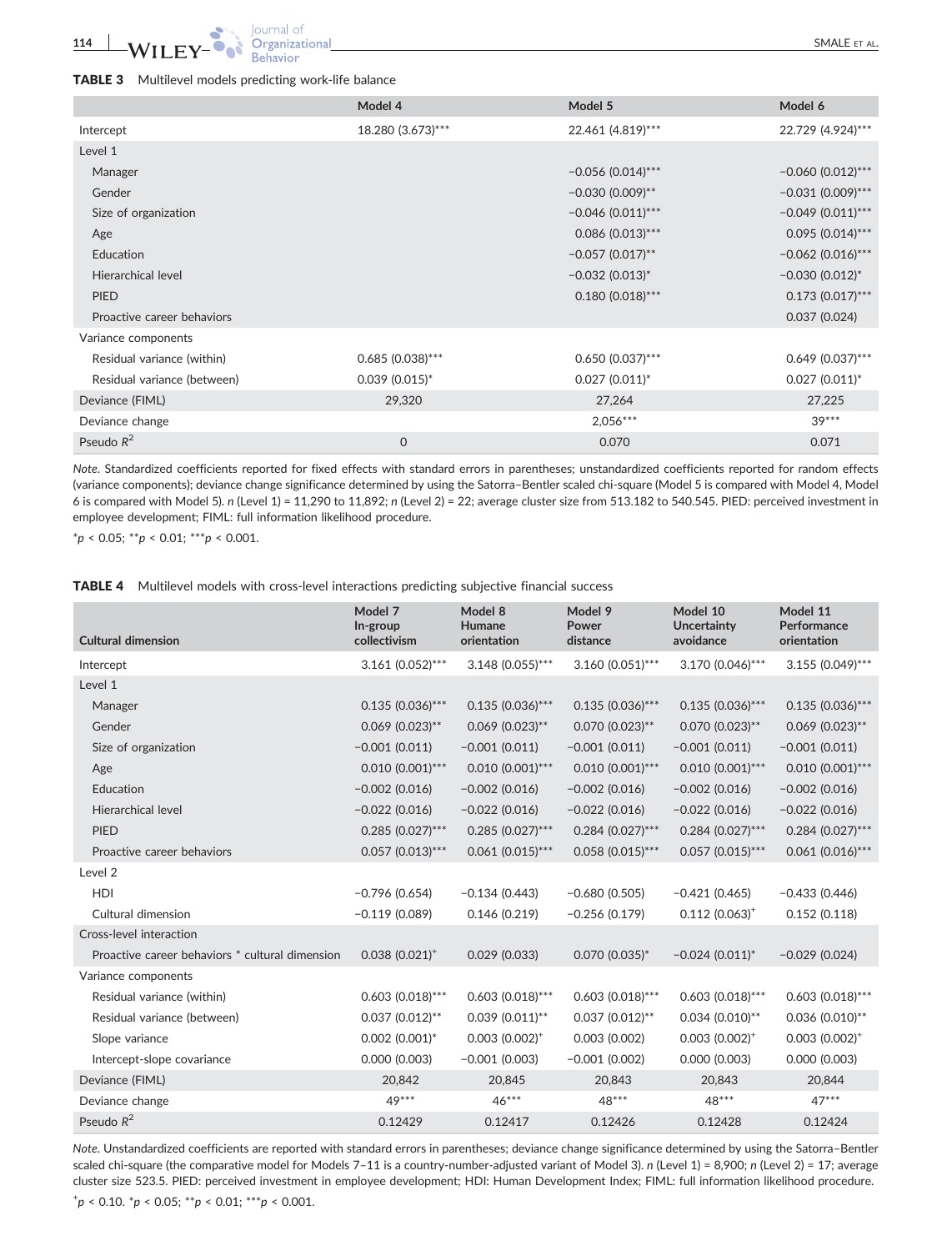**TABLE 3** Multilevel models predicting work-life balance

| | Model 4 | Model 5 | Model 6 |
|---|---|---|---|
| Intercept | 18.280 (3.673)*** | 22.461 (4.819)*** | 22.729 (4.924)*** |
| Level 1 | | | |
| Manager | | −0.056 (0.014)*** | −0.060 (0.012)*** |
| Gender | | −0.030 (0.009)** | −0.031 (0.009)*** |
| Size of organization | | −0.046 (0.011)*** | −0.049 (0.011)*** |
| Age | | 0.086 (0.013)*** | 0.095 (0.014)*** |
| Education | | −0.057 (0.017)** | −0.062 (0.016)*** |
| Hierarchical level | | −0.032 (0.013)* | −0.030 (0.012)* |
| PIED | | 0.180 (0.018)*** | 0.173 (0.017)*** |
| Proactive career behaviors | | | 0.037 (0.024) |
| Variance components | | | |
| Residual variance (within) | 0.685 (0.038)*** | 0.650 (0.037)*** | 0.649 (0.037)*** |
| Residual variance (between) | 0.039 (0.015)* | 0.027 (0.011)* | 0.027 (0.011)* |
| Deviance (FIML) | 29,320 | 27,264 | 27,225 |
| Deviance change | | 2,056*** | 39*** |
| Pseudo $R^2$ | 0 | 0.070 | 0.071 |

*Note.* Standardized coefficients reported for fixed effects with standard errors in parentheses; unstandardized coefficients reported for random effects (variance components); deviance change significance determined by using the Satorra–Bentler scaled chi-square (Model 5 is compared with Model 4, Model 6 is compared with Model 5). *n* (Level 1) = 11,290 to 11,892; *n* (Level 2) = 22; average cluster size from 513.182 to 540.545. PIED: perceived investment in employee development; FIML: full information likelihood procedure.

\*$p < 0.05$; \*\*$p < 0.01$; \*\*\*$p < 0.001$.

**TABLE 4** Multilevel models with cross-level interactions predicting subjective financial success

| Cultural dimension | Model 7 In-group collectivism | Model 8 Humane orientation | Model 9 Power distance | Model 10 Uncertainty avoidance | Model 11 Performance orientation |
|---|---|---|---|---|---|
| Intercept | 3.161 (0.052)*** | 3.148 (0.055)*** | 3.160 (0.051)*** | 3.170 (0.046)*** | 3.155 (0.049)*** |
| Level 1 | | | | | |
| Manager | 0.135 (0.036)*** | 0.135 (0.036)*** | 0.135 (0.036)*** | 0.135 (0.036)*** | 0.135 (0.036)*** |
| Gender | 0.069 (0.023)** | 0.069 (0.023)** | 0.070 (0.023)** | 0.070 (0.023)** | 0.069 (0.023)** |
| Size of organization | −0.001 (0.011) | −0.001 (0.011) | −0.001 (0.011) | −0.001 (0.011) | −0.001 (0.011) |
| Age | 0.010 (0.001)*** | 0.010 (0.001)*** | 0.010 (0.001)*** | 0.010 (0.001)*** | 0.010 (0.001)*** |
| Education | −0.002 (0.016) | −0.002 (0.016) | −0.002 (0.016) | −0.002 (0.016) | −0.002 (0.016) |
| Hierarchical level | −0.022 (0.016) | −0.022 (0.016) | −0.022 (0.016) | −0.022 (0.016) | −0.022 (0.016) |
| PIED | 0.285 (0.027)*** | 0.285 (0.027)*** | 0.284 (0.027)*** | 0.284 (0.027)*** | 0.284 (0.027)*** |
| Proactive career behaviors | 0.057 (0.013)*** | 0.061 (0.015)*** | 0.058 (0.015)*** | 0.057 (0.015)*** | 0.061 (0.016)*** |
| Level 2 | | | | | |
| HDI | −0.796 (0.654) | −0.134 (0.443) | −0.680 (0.505) | −0.421 (0.465) | −0.433 (0.446) |
| Cultural dimension | −0.119 (0.089) | 0.146 (0.219) | −0.256 (0.179) | 0.112 (0.063)$^+$ | 0.152 (0.118) |
| Cross-level interaction | | | | | |
| Proactive career behaviors * cultural dimension | 0.038 (0.021)$^+$ | 0.029 (0.033) | 0.070 (0.035)* | −0.024 (0.011)* | −0.029 (0.024) |
| Variance components | | | | | |
| Residual variance (within) | 0.603 (0.018)*** | 0.603 (0.018)*** | 0.603 (0.018)*** | 0.603 (0.018)*** | 0.603 (0.018)*** |
| Residual variance (between) | 0.037 (0.012)** | 0.039 (0.011)** | 0.037 (0.012)** | 0.034 (0.010)** | 0.036 (0.010)** |
| Slope variance | 0.002 (0.001)* | 0.003 (0.002)$^+$ | 0.003 (0.002) | 0.003 (0.002)$^+$ | 0.003 (0.002)$^+$ |
| Intercept-slope covariance | 0.000 (0.003) | −0.001 (0.003) | −0.001 (0.002) | 0.000 (0.003) | 0.000 (0.003) |
| Deviance (FIML) | 20,842 | 20,845 | 20,843 | 20,843 | 20,844 |
| Deviance change | 49*** | 46*** | 48*** | 48*** | 47*** |
| Pseudo $R^2$ | 0.12429 | 0.12417 | 0.12426 | 0.12428 | 0.12424 |

*Note.* Unstandardized coefficients are reported with standard errors in parentheses; deviance change significance determined by using the Satorra–Bentler scaled chi-square (the comparative model for Models 7–11 is a country-number-adjusted variant of Model 3). *n* (Level 1) = 8,900; *n* (Level 2) = 17; average cluster size 523.5. PIED: perceived investment in employee development; HDI: Human Development Index; FIML: full information likelihood procedure.

$^+p < 0.10$. \*$p < 0.05$; \*\*$p < 0.01$; \*\*\*$p < 0.001$.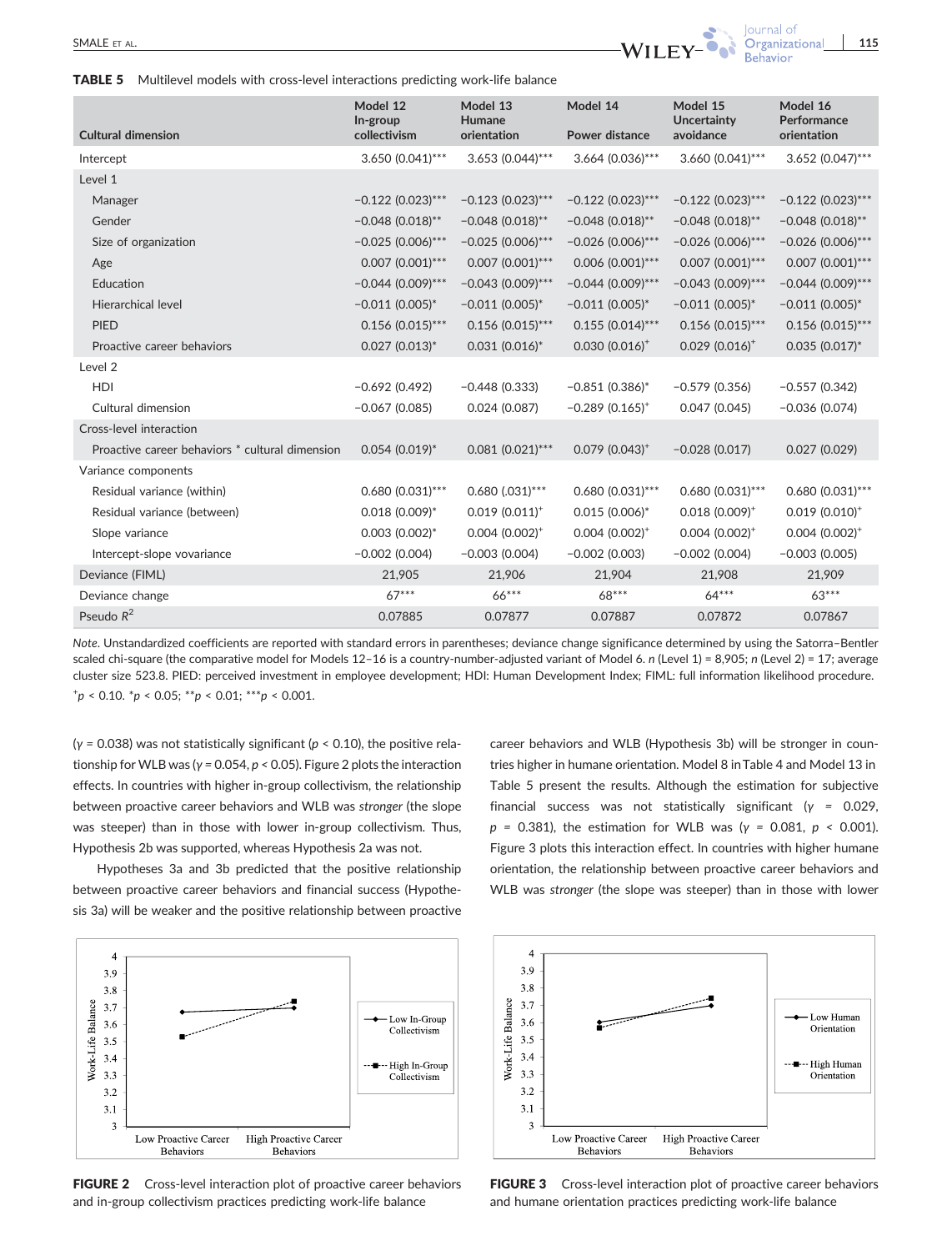**TABLE 5** Multilevel models with cross-level interactions predicting work-life balance

| Cultural dimension | Model 12 In-group collectivism | Model 13 Humane orientation | Model 14 Power distance | Model 15 Uncertainty avoidance | Model 16 Performance orientation |
|---|---|---|---|---|---|
| Intercept | 3.650 (0.041)*** | 3.653 (0.044)*** | 3.664 (0.036)*** | 3.660 (0.041)*** | 3.652 (0.047)*** |
| Level 1 | | | | | |
| Manager | −0.122 (0.023)*** | −0.123 (0.023)*** | −0.122 (0.023)*** | −0.122 (0.023)*** | −0.122 (0.023)*** |
| Gender | −0.048 (0.018)** | −0.048 (0.018)** | −0.048 (0.018)** | −0.048 (0.018)** | −0.048 (0.018)** |
| Size of organization | −0.025 (0.006)*** | −0.025 (0.006)*** | −0.026 (0.006)*** | −0.026 (0.006)*** | −0.026 (0.006)*** |
| Age | 0.007 (0.001)*** | 0.007 (0.001)*** | 0.006 (0.001)*** | 0.007 (0.001)*** | 0.007 (0.001)*** |
| Education | −0.044 (0.009)*** | −0.043 (0.009)*** | −0.044 (0.009)*** | −0.043 (0.009)*** | −0.044 (0.009)*** |
| Hierarchical level | −0.011 (0.005)* | −0.011 (0.005)* | −0.011 (0.005)* | −0.011 (0.005)* | −0.011 (0.005)* |
| PIED | 0.156 (0.015)*** | 0.156 (0.015)*** | 0.155 (0.014)*** | 0.156 (0.015)*** | 0.156 (0.015)*** |
| Proactive career behaviors | 0.027 (0.013)* | 0.031 (0.016)* | 0.030 (0.016)+ | 0.029 (0.016)+ | 0.035 (0.017)* |
| Level 2 | | | | | |
| HDI | −0.692 (0.492) | −0.448 (0.333) | −0.851 (0.386)* | −0.579 (0.356) | −0.557 (0.342) |
| Cultural dimension | −0.067 (0.085) | 0.024 (0.087) | −0.289 (0.165)+ | 0.047 (0.045) | −0.036 (0.074) |
| Cross-level interaction | | | | | |
| Proactive career behaviors * cultural dimension | 0.054 (0.019)* | 0.081 (0.021)*** | 0.079 (0.043)+ | −0.028 (0.017) | 0.027 (0.029) |
| Variance components | | | | | |
| Residual variance (within) | 0.680 (0.031)*** | 0.680 (.031)*** | 0.680 (0.031)*** | 0.680 (0.031)*** | 0.680 (0.031)*** |
| Residual variance (between) | 0.018 (0.009)* | 0.019 (0.011)+ | 0.015 (0.006)* | 0.018 (0.009)+ | 0.019 (0.010)+ |
| Slope variance | 0.003 (0.002)* | 0.004 (0.002)+ | 0.004 (0.002)+ | 0.004 (0.002)+ | 0.004 (0.002)+ |
| Intercept-slope vovariance | −0.002 (0.004) | −0.003 (0.004) | −0.002 (0.003) | −0.002 (0.004) | −0.003 (0.005) |
| Deviance (FIML) | 21,905 | 21,906 | 21,904 | 21,908 | 21,909 |
| Deviance change | 67*** | 66*** | 68*** | 64*** | 63*** |
| Pseudo $R^2$ | 0.07885 | 0.07877 | 0.07887 | 0.07872 | 0.07867 |

*Note*. Unstandardized coefficients are reported with standard errors in parentheses; deviance change significance determined by using the Satorra–Bentler scaled chi-square (the comparative model for Models 12–16 is a country-number-adjusted variant of Model 6. $n$ (Level 1) = 8,905; $n$ (Level 2) = 17; average cluster size 523.8. PIED: perceived investment in employee development; HDI: Human Development Index; FIML: full information likelihood procedure.
+$p < 0.10$. *$p < 0.05$; **$p < 0.01$; ***$p < 0.001$.

($\gamma = 0.038$) was not statistically significant ($p < 0.10$), the positive relationship for WLB was ($\gamma = 0.054$, $p < 0.05$). Figure 2 plots the interaction effects. In countries with higher in-group collectivism, the relationship between proactive career behaviors and WLB was *stronger* (the slope was steeper) than in those with lower in-group collectivism. Thus, Hypothesis 2b was supported, whereas Hypothesis 2a was not.

Hypotheses 3a and 3b predicted that the positive relationship between proactive career behaviors and financial success (Hypothesis 3a) will be weaker and the positive relationship between proactive career behaviors and WLB (Hypothesis 3b) will be stronger in countries higher in humane orientation. Model 8 in Table 4 and Model 13 in Table 5 present the results. Although the estimation for subjective financial success was not statistically significant ($\gamma = 0.029$, $p = 0.381$), the estimation for WLB was ($\gamma = 0.081$, $p < 0.001$). Figure 3 plots this interaction effect. In countries with higher humane orientation, the relationship between proactive career behaviors and WLB was *stronger* (the slope was steeper) than in those with lower

**FIGURE 2** Cross-level interaction plot of proactive career behaviors and in-group collectivism practices predicting work-life balance

**FIGURE 3** Cross-level interaction plot of proactive career behaviors and humane orientation practices predicting work-life balance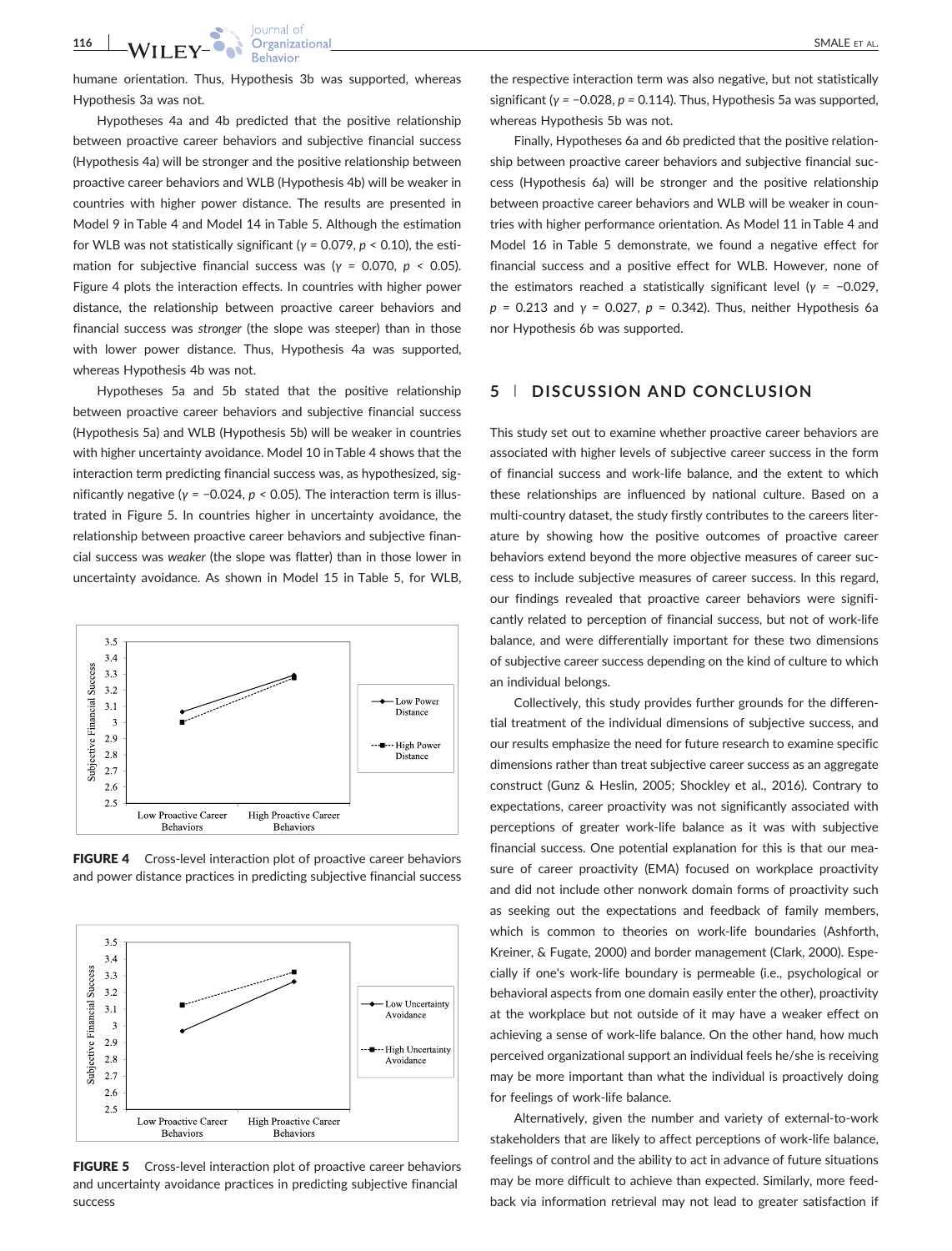humane orientation. Thus, Hypothesis 3b was supported, whereas Hypothesis 3a was not.

Hypotheses 4a and 4b predicted that the positive relationship between proactive career behaviors and subjective financial success (Hypothesis 4a) will be stronger and the positive relationship between proactive career behaviors and WLB (Hypothesis 4b) will be weaker in countries with higher power distance. The results are presented in Model 9 in Table 4 and Model 14 in Table 5. Although the estimation for WLB was not statistically significant ($\gamma = 0.079$, $p < 0.10$), the estimation for subjective financial success was ($\gamma = 0.070$, $p < 0.05$). Figure 4 plots the interaction effects. In countries with higher power distance, the relationship between proactive career behaviors and financial success was *stronger* (the slope was steeper) than in those with lower power distance. Thus, Hypothesis 4a was supported, whereas Hypothesis 4b was not.

Hypotheses 5a and 5b stated that the positive relationship between proactive career behaviors and subjective financial success (Hypothesis 5a) and WLB (Hypothesis 5b) will be weaker in countries with higher uncertainty avoidance. Model 10 in Table 4 shows that the interaction term predicting financial success was, as hypothesized, significantly negative ($\gamma = -0.024$, $p < 0.05$). The interaction term is illustrated in Figure 5. In countries higher in uncertainty avoidance, the relationship between proactive career behaviors and subjective financial success was *weaker* (the slope was flatter) than in those lower in uncertainty avoidance. As shown in Model 15 in Table 5, for WLB, the respective interaction term was also negative, but not statistically significant ($\gamma = -0.028$, $p = 0.114$). Thus, Hypothesis 5a was supported, whereas Hypothesis 5b was not.

**FIGURE 4** Cross-level interaction plot of proactive career behaviors and power distance practices in predicting subjective financial success

**FIGURE 5** Cross-level interaction plot of proactive career behaviors and uncertainty avoidance practices in predicting subjective financial success

Finally, Hypotheses 6a and 6b predicted that the positive relationship between proactive career behaviors and subjective financial success (Hypothesis 6a) will be stronger and the positive relationship between proactive career behaviors and WLB will be weaker in countries with higher performance orientation. As Model 11 in Table 4 and Model 16 in Table 5 demonstrate, we found a negative effect for financial success and a positive effect for WLB. However, none of the estimators reached a statistically significant level ($\gamma = -0.029$, $p = 0.213$ and $\gamma = 0.027$, $p = 0.342$). Thus, neither Hypothesis 6a nor Hypothesis 6b was supported.

## 5 | DISCUSSION AND CONCLUSION

This study set out to examine whether proactive career behaviors are associated with higher levels of subjective career success in the form of financial success and work-life balance, and the extent to which these relationships are influenced by national culture. Based on a multi-country dataset, the study firstly contributes to the careers literature by showing how the positive outcomes of proactive career behaviors extend beyond the more objective measures of career success to include subjective measures of career success. In this regard, our findings revealed that proactive career behaviors were significantly related to perception of financial success, but not of work-life balance, and were differentially important for these two dimensions of subjective career success depending on the kind of culture to which an individual belongs.

Collectively, this study provides further grounds for the differential treatment of the individual dimensions of subjective success, and our results emphasize the need for future research to examine specific dimensions rather than treat subjective career success as an aggregate construct (Gunz & Heslin, 2005; Shockley et al., 2016). Contrary to expectations, career proactivity was not significantly associated with perceptions of greater work-life balance as it was with subjective financial success. One potential explanation for this is that our measure of career proactivity (EMA) focused on workplace proactivity and did not include other nonwork domain forms of proactivity such as seeking out the expectations and feedback of family members, which is common to theories on work-life boundaries (Ashforth, Kreiner, & Fugate, 2000) and border management (Clark, 2000). Especially if one's work-life boundary is permeable (i.e., psychological or behavioral aspects from one domain easily enter the other), proactivity at the workplace but not outside of it may have a weaker effect on achieving a sense of work-life balance. On the other hand, how much perceived organizational support an individual feels he/she is receiving may be more important than what the individual is proactively doing for feelings of work-life balance.

Alternatively, given the number and variety of external-to-work stakeholders that are likely to affect perceptions of work-life balance, feelings of control and the ability to act in advance of future situations may be more difficult to achieve than expected. Similarly, more feedback via information retrieval may not lead to greater satisfaction if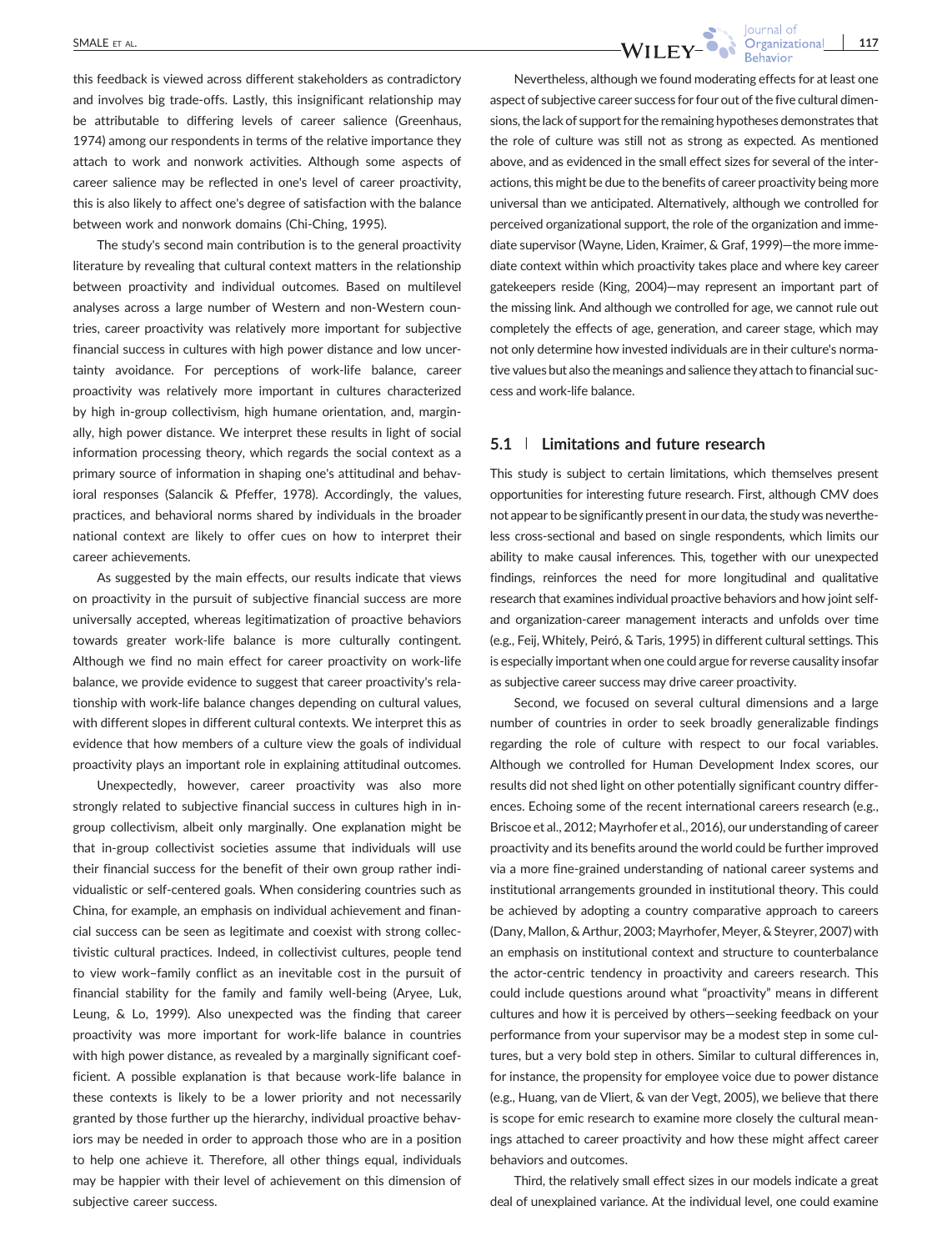this feedback is viewed across different stakeholders as contradictory and involves big trade-offs. Lastly, this insignificant relationship may be attributable to differing levels of career salience (Greenhaus, 1974) among our respondents in terms of the relative importance they attach to work and nonwork activities. Although some aspects of career salience may be reflected in one's level of career proactivity, this is also likely to affect one's degree of satisfaction with the balance between work and nonwork domains (Chi-Ching, 1995).

The study's second main contribution is to the general proactivity literature by revealing that cultural context matters in the relationship between proactivity and individual outcomes. Based on multilevel analyses across a large number of Western and non-Western countries, career proactivity was relatively more important for subjective financial success in cultures with high power distance and low uncertainty avoidance. For perceptions of work-life balance, career proactivity was relatively more important in cultures characterized by high in-group collectivism, high humane orientation, and, marginally, high power distance. We interpret these results in light of social information processing theory, which regards the social context as a primary source of information in shaping one's attitudinal and behavioral responses (Salancik & Pfeffer, 1978). Accordingly, the values, practices, and behavioral norms shared by individuals in the broader national context are likely to offer cues on how to interpret their career achievements.

As suggested by the main effects, our results indicate that views on proactivity in the pursuit of subjective financial success are more universally accepted, whereas legitimatization of proactive behaviors towards greater work-life balance is more culturally contingent. Although we find no main effect for career proactivity on work-life balance, we provide evidence to suggest that career proactivity's relationship with work-life balance changes depending on cultural values, with different slopes in different cultural contexts. We interpret this as evidence that how members of a culture view the goals of individual proactivity plays an important role in explaining attitudinal outcomes.

Unexpectedly, however, career proactivity was also more strongly related to subjective financial success in cultures high in in-group collectivism, albeit only marginally. One explanation might be that in-group collectivist societies assume that individuals will use their financial success for the benefit of their own group rather individualistic or self-centered goals. When considering countries such as China, for example, an emphasis on individual achievement and financial success can be seen as legitimate and coexist with strong collectivistic cultural practices. Indeed, in collectivist cultures, people tend to view work–family conflict as an inevitable cost in the pursuit of financial stability for the family and family well-being (Aryee, Luk, Leung, & Lo, 1999). Also unexpected was the finding that career proactivity was more important for work-life balance in countries with high power distance, as revealed by a marginally significant coefficient. A possible explanation is that because work-life balance in these contexts is likely to be a lower priority and not necessarily granted by those further up the hierarchy, individual proactive behaviors may be needed in order to approach those who are in a position to help one achieve it. Therefore, all other things equal, individuals may be happier with their level of achievement on this dimension of subjective career success.

Nevertheless, although we found moderating effects for at least one aspect of subjective career success for four out of the five cultural dimensions, the lack of support for the remaining hypotheses demonstrates that the role of culture was still not as strong as expected. As mentioned above, and as evidenced in the small effect sizes for several of the interactions, this might be due to the benefits of career proactivity being more universal than we anticipated. Alternatively, although we controlled for perceived organizational support, the role of the organization and immediate supervisor (Wayne, Liden, Kraimer, & Graf, 1999)—the more immediate context within which proactivity takes place and where key career gatekeepers reside (King, 2004)—may represent an important part of the missing link. And although we controlled for age, we cannot rule out completely the effects of age, generation, and career stage, which may not only determine how invested individuals are in their culture's normative values but also the meanings and salience they attach to financial success and work-life balance.

## 5.1 | Limitations and future research

This study is subject to certain limitations, which themselves present opportunities for interesting future research. First, although CMV does not appear to be significantly present in our data, the study was nevertheless cross-sectional and based on single respondents, which limits our ability to make causal inferences. This, together with our unexpected findings, reinforces the need for more longitudinal and qualitative research that examines individual proactive behaviors and how joint self- and organization-career management interacts and unfolds over time (e.g., Feij, Whitely, Peiró, & Taris, 1995) in different cultural settings. This is especially important when one could argue for reverse causality insofar as subjective career success may drive career proactivity.

Second, we focused on several cultural dimensions and a large number of countries in order to seek broadly generalizable findings regarding the role of culture with respect to our focal variables. Although we controlled for Human Development Index scores, our results did not shed light on other potentially significant country differences. Echoing some of the recent international careers research (e.g., Briscoe et al., 2012; Mayrhofer et al., 2016), our understanding of career proactivity and its benefits around the world could be further improved via a more fine-grained understanding of national career systems and institutional arrangements grounded in institutional theory. This could be achieved by adopting a country comparative approach to careers (Dany, Mallon, & Arthur, 2003; Mayrhofer, Meyer, & Steyrer, 2007) with an emphasis on institutional context and structure to counterbalance the actor-centric tendency in proactivity and careers research. This could include questions around what "proactivity" means in different cultures and how it is perceived by others—seeking feedback on your performance from your supervisor may be a modest step in some cultures, but a very bold step in others. Similar to cultural differences in, for instance, the propensity for employee voice due to power distance (e.g., Huang, van de Vliert, & van der Vegt, 2005), we believe that there is scope for emic research to examine more closely the cultural meanings attached to career proactivity and how these might affect career behaviors and outcomes.

Third, the relatively small effect sizes in our models indicate a great deal of unexplained variance. At the individual level, one could examine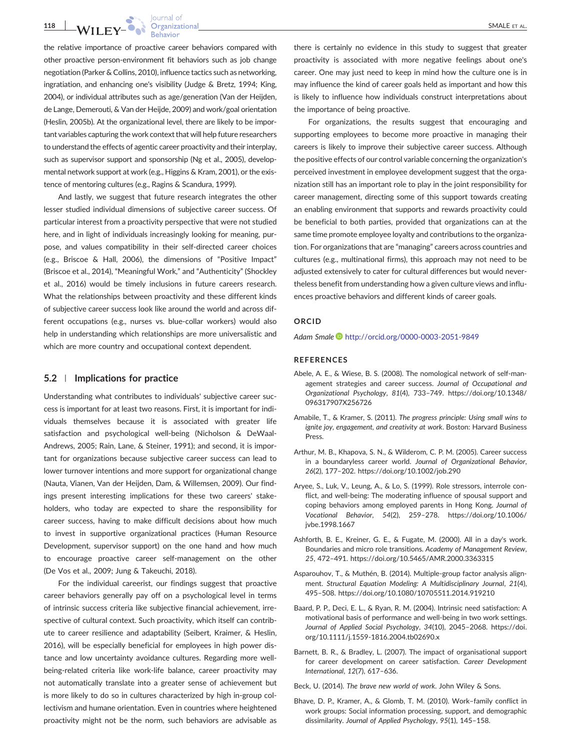the relative importance of proactive career behaviors compared with other proactive person-environment fit behaviors such as job change negotiation (Parker & Collins, 2010), influence tactics such as networking, ingratiation, and enhancing one's visibility (Judge & Bretz, 1994; King, 2004), or individual attributes such as age/generation (Van der Heijden, de Lange, Demerouti, & Van der Heijde, 2009) and work/goal orientation (Heslin, 2005b). At the organizational level, there are likely to be important variables capturing the work context that will help future researchers to understand the effects of agentic career proactivity and their interplay, such as supervisor support and sponsorship (Ng et al., 2005), developmental network support at work (e.g., Higgins & Kram, 2001), or the existence of mentoring cultures (e.g., Ragins & Scandura, 1999).

And lastly, we suggest that future research integrates the other lesser studied individual dimensions of subjective career success. Of particular interest from a proactivity perspective that were not studied here, and in light of individuals increasingly looking for meaning, purpose, and values compatibility in their self-directed career choices (e.g., Briscoe & Hall, 2006), the dimensions of "Positive Impact" (Briscoe et al., 2014), "Meaningful Work," and "Authenticity" (Shockley et al., 2016) would be timely inclusions in future careers research. What the relationships between proactivity and these different kinds of subjective career success look like around the world and across different occupations (e.g., nurses vs. blue-collar workers) would also help in understanding which relationships are more universalistic and which are more country and occupational context dependent.

## 5.2 | Implications for practice

Understanding what contributes to individuals' subjective career success is important for at least two reasons. First, it is important for individuals themselves because it is associated with greater life satisfaction and psychological well-being (Nicholson & DeWaal-Andrews, 2005; Rain, Lane, & Steiner, 1991); and second, it is important for organizations because subjective career success can lead to lower turnover intentions and more support for organizational change (Nauta, Vianen, Van der Heijden, Dam, & Willemsen, 2009). Our findings present interesting implications for these two careers' stakeholders, who today are expected to share the responsibility for career success, having to make difficult decisions about how much to invest in supportive organizational practices (Human Resource Development, supervisor support) on the one hand and how much to encourage proactive career self-management on the other (De Vos et al., 2009; Jung & Takeuchi, 2018).

For the individual careerist, our findings suggest that proactive career behaviors generally pay off on a psychological level in terms of intrinsic success criteria like subjective financial achievement, irrespective of cultural context. Such proactivity, which itself can contribute to career resilience and adaptability (Seibert, Kraimer, & Heslin, 2016), will be especially beneficial for employees in high power distance and low uncertainty avoidance cultures. Regarding more well-being-related criteria like work-life balance, career proactivity may not automatically translate into a greater sense of achievement but is more likely to do so in cultures characterized by high in-group collectivism and humane orientation. Even in countries where heightened proactivity might not be the norm, such behaviors are advisable as there is certainly no evidence in this study to suggest that greater proactivity is associated with more negative feelings about one's career. One may just need to keep in mind how the culture one is in may influence the kind of career goals held as important and how this is likely to influence how individuals construct interpretations about the importance of being proactive.

For organizations, the results suggest that encouraging and supporting employees to become more proactive in managing their careers is likely to improve their subjective career success. Although the positive effects of our control variable concerning the organization's perceived investment in employee development suggest that the organization still has an important role to play in the joint responsibility for career management, directing some of this support towards creating an enabling environment that supports and rewards proactivity could be beneficial to both parties, provided that organizations can at the same time promote employee loyalty and contributions to the organization. For organizations that are "managing" careers across countries and cultures (e.g., multinational firms), this approach may not need to be adjusted extensively to cater for cultural differences but would nevertheless benefit from understanding how a given culture views and influences proactive behaviors and different kinds of career goals.

## ORCID

*Adam Smale* http://orcid.org/0000-0003-2051-9849

## REFERENCES

Abele, A. E., & Wiese, B. S. (2008). The nomological network of self-management strategies and career success. *Journal of Occupational and Organizational Psychology*, *81*(4), 733–749. https://doi.org/10.1348/096317907X256726

Amabile, T., & Kramer, S. (2011). *The progress principle: Using small wins to ignite joy, engagement, and creativity at work*. Boston: Harvard Business Press.

Arthur, M. B., Khapova, S. N., & Wilderom, C. P. M. (2005). Career success in a boundaryless career world. *Journal of Organizational Behavior*, *26*(2), 177–202. https://doi.org/10.1002/job.290

Aryee, S., Luk, V., Leung, A., & Lo, S. (1999). Role stressors, interrole conflict, and well-being: The moderating influence of spousal support and coping behaviors among employed parents in Hong Kong. *Journal of Vocational Behavior*, *54*(2), 259–278. https://doi.org/10.1006/jvbe.1998.1667

Ashforth, B. E., Kreiner, G. E., & Fugate, M. (2000). All in a day's work. Boundaries and micro role transitions. *Academy of Management Review*, *25*, 472–491. https://doi.org/10.5465/AMR.2000.3363315

Asparouhov, T., & Muthén, B. (2014). Multiple-group factor analysis alignment. *Structural Equation Modeling: A Multidisciplinary Journal*, *21*(4), 495–508. https://doi.org/10.1080/10705511.2014.919210

Baard, P. P., Deci, E. L., & Ryan, R. M. (2004). Intrinsic need satisfaction: A motivational basis of performance and well-being in two work settings. *Journal of Applied Social Psychology*, *34*(10), 2045–2068. https://doi.org/10.1111/j.1559-1816.2004.tb02690.x

Barnett, B. R., & Bradley, L. (2007). The impact of organisational support for career development on career satisfaction. *Career Development International*, *12*(7), 617–636.

Beck, U. (2014). *The brave new world of work*. John Wiley & Sons.

Bhave, D. P., Kramer, A., & Glomb, T. M. (2010). Work–family conflict in work groups: Social information processing, support, and demographic dissimilarity. *Journal of Applied Psychology*, *95*(1), 145–158.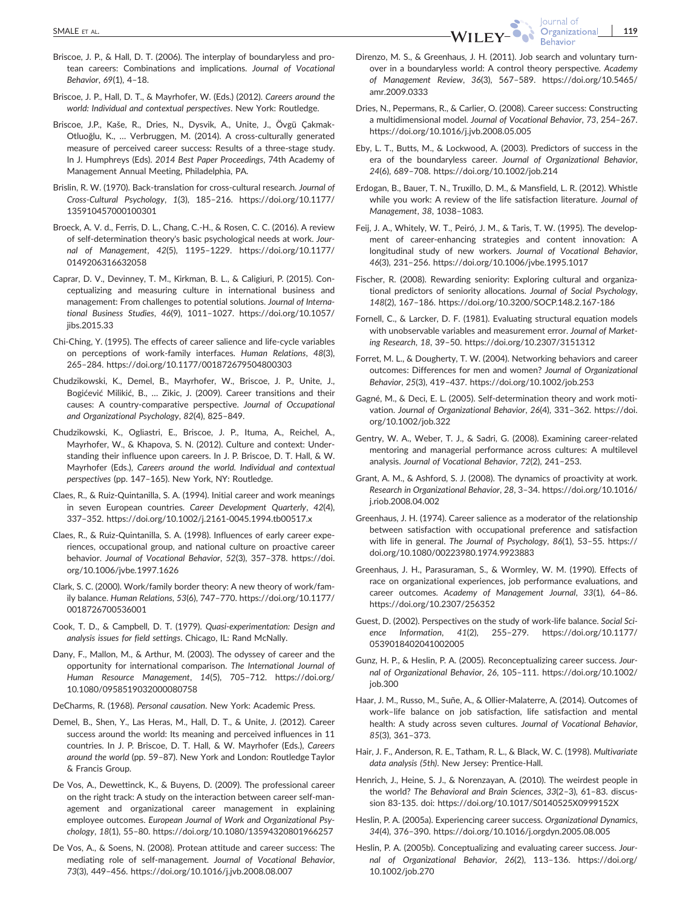Briscoe, J. P., & Hall, D. T. (2006). The interplay of boundaryless and protean careers: Combinations and implications. *Journal of Vocational Behavior*, *69*(1), 4–18.

Briscoe, J. P., Hall, D. T., & Mayrhofer, W. (Eds.) (2012). *Careers around the world: Individual and contextual perspectives*. New York: Routledge.

Briscoe, J.P., Kaše, R., Dries, N., Dysvik, A., Unite, J., Övgü Çakmak-Otluoğlu, K., … Verbruggen, M. (2014). A cross-culturally generated measure of perceived career success: Results of a three-stage study. In J. Humphreys (Eds). *2014 Best Paper Proceedings*, 74th Academy of Management Annual Meeting, Philadelphia, PA.

Brislin, R. W. (1970). Back-translation for cross-cultural research. *Journal of Cross-Cultural Psychology*, *1*(3), 185–216. https://doi.org/10.1177/135910457000100301

Broeck, A. V. d., Ferris, D. L., Chang, C.-H., & Rosen, C. C. (2016). A review of self-determination theory's basic psychological needs at work. *Journal of Management*, *42*(5), 1195–1229. https://doi.org/10.1177/0149206316632058

Caprar, D. V., Devinney, T. M., Kirkman, B. L., & Caligiuri, P. (2015). Conceptualizing and measuring culture in international business and management: From challenges to potential solutions. *Journal of International Business Studies*, *46*(9), 1011–1027. https://doi.org/10.1057/jibs.2015.33

Chi-Ching, Y. (1995). The effects of career salience and life-cycle variables on perceptions of work-family interfaces. *Human Relations*, *48*(3), 265–284. https://doi.org/10.1177/001872679504800303

Chudzikowski, K., Demel, B., Mayrhofer, W., Briscoe, J. P., Unite, J., Bogićević Milikić, B., … Zikic, J. (2009). Career transitions and their causes: A country-comparative perspective. *Journal of Occupational and Organizational Psychology*, *82*(4), 825–849.

Chudzikowski, K., Ogliastri, E., Briscoe, J. P., Ituma, A., Reichel, A., Mayrhofer, W., & Khapova, S. N. (2012). Culture and context: Understanding their influence upon careers. In J. P. Briscoe, D. T. Hall, & W. Mayrhofer (Eds.), *Careers around the world. Individual and contextual perspectives* (pp. 147–165). New York, NY: Routledge.

Claes, R., & Ruiz-Quintanilla, S. A. (1994). Initial career and work meanings in seven European countries. *Career Development Quarterly*, *42*(4), 337–352. https://doi.org/10.1002/j.2161-0045.1994.tb00517.x

Claes, R., & Ruiz-Quintanilla, S. A. (1998). Influences of early career experiences, occupational group, and national culture on proactive career behavior. *Journal of Vocational Behavior*, *52*(3), 357–378. https://doi.org/10.1006/jvbe.1997.1626

Clark, S. C. (2000). Work/family border theory: A new theory of work/family balance. *Human Relations*, *53*(6), 747–770. https://doi.org/10.1177/0018726700536001

Cook, T. D., & Campbell, D. T. (1979). *Quasi-experimentation: Design and analysis issues for field settings*. Chicago, IL: Rand McNally.

Dany, F., Mallon, M., & Arthur, M. (2003). The odyssey of career and the opportunity for international comparison. *The International Journal of Human Resource Management*, *14*(5), 705–712. https://doi.org/10.1080/0958519032000080758

DeCharms, R. (1968). *Personal causation*. New York: Academic Press.

Demel, B., Shen, Y., Las Heras, M., Hall, D. T., & Unite, J. (2012). Career success around the world: Its meaning and perceived influences in 11 countries. In J. P. Briscoe, D. T. Hall, & W. Mayrhofer (Eds.), *Careers around the world* (pp. 59–87). New York and London: Routledge Taylor & Francis Group.

De Vos, A., Dewettinck, K., & Buyens, D. (2009). The professional career on the right track: A study on the interaction between career self-management and organizational career management in explaining employee outcomes. *European Journal of Work and Organizational Psychology*, *18*(1), 55–80. https://doi.org/10.1080/13594320801966257

De Vos, A., & Soens, N. (2008). Protean attitude and career success: The mediating role of self-management. *Journal of Vocational Behavior*, *73*(3), 449–456. https://doi.org/10.1016/j.jvb.2008.08.007

Direnzo, M. S., & Greenhaus, J. H. (2011). Job search and voluntary turnover in a boundaryless world: A control theory perspective. *Academy of Management Review*, *36*(3), 567–589. https://doi.org/10.5465/amr.2009.0333

Dries, N., Pepermans, R., & Carlier, O. (2008). Career success: Constructing a multidimensional model. *Journal of Vocational Behavior*, *73*, 254–267. https://doi.org/10.1016/j.jvb.2008.05.005

Eby, L. T., Butts, M., & Lockwood, A. (2003). Predictors of success in the era of the boundaryless career. *Journal of Organizational Behavior*, *24*(6), 689–708. https://doi.org/10.1002/job.214

Erdogan, B., Bauer, T. N., Truxillo, D. M., & Mansfield, L. R. (2012). Whistle while you work: A review of the life satisfaction literature. *Journal of Management*, *38*, 1038–1083.

Feij, J. A., Whitely, W. T., Peiró, J. M., & Taris, T. W. (1995). The development of career-enhancing strategies and content innovation: A longitudinal study of new workers. *Journal of Vocational Behavior*, *46*(3), 231–256. https://doi.org/10.1006/jvbe.1995.1017

Fischer, R. (2008). Rewarding seniority: Exploring cultural and organizational predictors of seniority allocations. *Journal of Social Psychology*, *148*(2), 167–186. https://doi.org/10.3200/SOCP.148.2.167-186

Fornell, C., & Larcker, D. F. (1981). Evaluating structural equation models with unobservable variables and measurement error. *Journal of Marketing Research*, *18*, 39–50. https://doi.org/10.2307/3151312

Forret, M. L., & Dougherty, T. W. (2004). Networking behaviors and career outcomes: Differences for men and women? *Journal of Organizational Behavior*, *25*(3), 419–437. https://doi.org/10.1002/job.253

Gagné, M., & Deci, E. L. (2005). Self-determination theory and work motivation. *Journal of Organizational Behavior*, *26*(4), 331–362. https://doi.org/10.1002/job.322

Gentry, W. A., Weber, T. J., & Sadri, G. (2008). Examining career-related mentoring and managerial performance across cultures: A multilevel analysis. *Journal of Vocational Behavior*, *72*(2), 241–253.

Grant, A. M., & Ashford, S. J. (2008). The dynamics of proactivity at work. *Research in Organizational Behavior*, *28*, 3–34. https://doi.org/10.1016/j.riob.2008.04.002

Greenhaus, J. H. (1974). Career salience as a moderator of the relationship between satisfaction with occupational preference and satisfaction with life in general. *The Journal of Psychology*, *86*(1), 53–55. https://doi.org/10.1080/00223980.1974.9923883

Greenhaus, J. H., Parasuraman, S., & Wormley, W. M. (1990). Effects of race on organizational experiences, job performance evaluations, and career outcomes. *Academy of Management Journal*, *33*(1), 64–86. https://doi.org/10.2307/256352

Guest, D. (2002). Perspectives on the study of work-life balance. *Social Science Information*, *41*(2), 255–279. https://doi.org/10.1177/0539018402041002005

Gunz, H. P., & Heslin, P. A. (2005). Reconceptualizing career success. *Journal of Organizational Behavior*, *26*, 105–111. https://doi.org/10.1002/job.300

Haar, J. M., Russo, M., Suñe, A., & Ollier-Malaterre, A. (2014). Outcomes of work–life balance on job satisfaction, life satisfaction and mental health: A study across seven cultures. *Journal of Vocational Behavior*, *85*(3), 361–373.

Hair, J. F., Anderson, R. E., Tatham, R. L., & Black, W. C. (1998). *Multivariate data analysis (5th)*. New Jersey: Prentice-Hall.

Henrich, J., Heine, S. J., & Norenzayan, A. (2010). The weirdest people in the world? *The Behavioral and Brain Sciences*, *33*(2–3), 61–83. discussion 83-135. doi: https://doi.org/10.1017/S0140525X0999152X

Heslin, P. A. (2005a). Experiencing career success. *Organizational Dynamics*, *34*(4), 376–390. https://doi.org/10.1016/j.orgdyn.2005.08.005

Heslin, P. A. (2005b). Conceptualizing and evaluating career success. *Journal of Organizational Behavior*, *26*(2), 113–136. https://doi.org/10.1002/job.270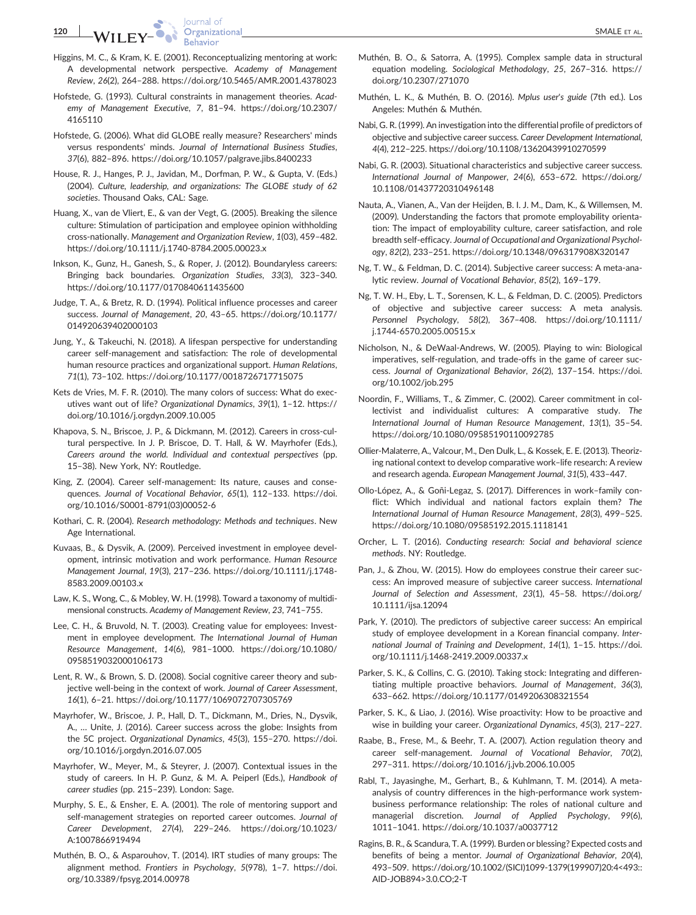Higgins, M. C., & Kram, K. E. (2001). Reconceptualizing mentoring at work: A developmental network perspective. *Academy of Management Review*, *26*(2), 264–288. https://doi.org/10.5465/AMR.2001.4378023

Hofstede, G. (1993). Cultural constraints in management theories. *Academy of Management Executive*, *7*, 81–94. https://doi.org/10.2307/4165110

Hofstede, G. (2006). What did GLOBE really measure? Researchers' minds versus respondents' minds. *Journal of International Business Studies*, *37*(6), 882–896. https://doi.org/10.1057/palgrave.jibs.8400233

House, R. J., Hanges, P. J., Javidan, M., Dorfman, P. W., & Gupta, V. (Eds.) (2004). *Culture, leadership, and organizations: The GLOBE study of 62 societies*. Thousand Oaks, CAL: Sage.

Huang, X., van de Vliert, E., & van der Vegt, G. (2005). Breaking the silence culture: Stimulation of participation and employee opinion withholding cross-nationally. *Management and Organization Review*, *1*(03), 459–482. https://doi.org/10.1111/j.1740-8784.2005.00023.x

Inkson, K., Gunz, H., Ganesh, S., & Roper, J. (2012). Boundaryless careers: Bringing back boundaries. *Organization Studies*, *33*(3), 323–340. https://doi.org/10.1177/0170840611435600

Judge, T. A., & Bretz, R. D. (1994). Political influence processes and career success. *Journal of Management*, *20*, 43–65. https://doi.org/10.1177/014920639402000103

Jung, Y., & Takeuchi, N. (2018). A lifespan perspective for understanding career self-management and satisfaction: The role of developmental human resource practices and organizational support. *Human Relations*, *71*(1), 73–102. https://doi.org/10.1177/0018726717715075

Kets de Vries, M. F. R. (2010). The many colors of success: What do executives want out of life? *Organizational Dynamics*, *39*(1), 1–12. https://doi.org/10.1016/j.orgdyn.2009.10.005

Khapova, S. N., Briscoe, J. P., & Dickmann, M. (2012). Careers in cross-cultural perspective. In J. P. Briscoe, D. T. Hall, & W. Mayrhofer (Eds.), *Careers around the world. Individual and contextual perspectives* (pp. 15–38). New York, NY: Routledge.

King, Z. (2004). Career self-management: Its nature, causes and consequences. *Journal of Vocational Behavior*, *65*(1), 112–133. https://doi.org/10.1016/S0001-8791(03)00052-6

Kothari, C. R. (2004). *Research methodology: Methods and techniques*. New Age International.

Kuvaas, B., & Dysvik, A. (2009). Perceived investment in employee development, intrinsic motivation and work performance. *Human Resource Management Journal*, *19*(3), 217–236. https://doi.org/10.1111/j.1748-8583.2009.00103.x

Law, K. S., Wong, C., & Mobley, W. H. (1998). Toward a taxonomy of multidimensional constructs. *Academy of Management Review*, *23*, 741–755.

Lee, C. H., & Bruvold, N. T. (2003). Creating value for employees: Investment in employee development. *The International Journal of Human Resource Management*, *14*(6), 981–1000. https://doi.org/10.1080/0958519032000106173

Lent, R. W., & Brown, S. D. (2008). Social cognitive career theory and subjective well-being in the context of work. *Journal of Career Assessment*, *16*(1), 6–21. https://doi.org/10.1177/1069072707305769

Mayrhofer, W., Briscoe, J. P., Hall, D. T., Dickmann, M., Dries, N., Dysvik, A., … Unite, J. (2016). Career success across the globe: Insights from the 5C project. *Organizational Dynamics*, *45*(3), 155–270. https://doi.org/10.1016/j.orgdyn.2016.07.005

Mayrhofer, W., Meyer, M., & Steyrer, J. (2007). Contextual issues in the study of careers. In H. P. Gunz, & M. A. Peiperl (Eds.), *Handbook of career studies* (pp. 215–239). London: Sage.

Murphy, S. E., & Ensher, E. A. (2001). The role of mentoring support and self-management strategies on reported career outcomes. *Journal of Career Development*, *27*(4), 229–246. https://doi.org/10.1023/A:1007866919494

Muthén, B. O., & Asparouhov, T. (2014). IRT studies of many groups: The alignment method. *Frontiers in Psychology*, *5*(978), 1–7. https://doi.org/10.3389/fpsyg.2014.00978

Muthén, B. O., & Satorra, A. (1995). Complex sample data in structural equation modeling. *Sociological Methodology*, *25*, 267–316. https://doi.org/10.2307/271070

Muthén, L. K., & Muthén, B. O. (2016). *Mplus user's guide* (7th ed.). Los Angeles: Muthén & Muthén.

Nabi, G. R. (1999). An investigation into the differential profile of predictors of objective and subjective career success. *Career Development International*, *4*(4), 212–225. https://doi.org/10.1108/13620439910270599

Nabi, G. R. (2003). Situational characteristics and subjective career success. *International Journal of Manpower*, *24*(6), 653–672. https://doi.org/10.1108/01437720310496148

Nauta, A., Vianen, A., Van der Heijden, B. I. J. M., Dam, K., & Willemsen, M. (2009). Understanding the factors that promote employability orientation: The impact of employability culture, career satisfaction, and role breadth self-efficacy. *Journal of Occupational and Organizational Psychology*, *82*(2), 233–251. https://doi.org/10.1348/096317908X320147

Ng, T. W., & Feldman, D. C. (2014). Subjective career success: A meta-analytic review. *Journal of Vocational Behavior*, *85*(2), 169–179.

Ng, T. W. H., Eby, L. T., Sorensen, K. L., & Feldman, D. C. (2005). Predictors of objective and subjective career success: A meta analysis. *Personnel Psychology*, *58*(2), 367–408. https://doi.org/10.1111/j.1744-6570.2005.00515.x

Nicholson, N., & DeWaal-Andrews, W. (2005). Playing to win: Biological imperatives, self-regulation, and trade-offs in the game of career success. *Journal of Organizational Behavior*, *26*(2), 137–154. https://doi.org/10.1002/job.295

Noordin, F., Williams, T., & Zimmer, C. (2002). Career commitment in collectivist and individualist cultures: A comparative study. *The International Journal of Human Resource Management*, *13*(1), 35–54. https://doi.org/10.1080/09585190110092785

Ollier-Malaterre, A., Valcour, M., Den Dulk, L., & Kossek, E. E. (2013). Theorizing national context to develop comparative work–life research: A review and research agenda. *European Management Journal*, *31*(5), 433–447.

Ollo-López, A., & Goñi-Legaz, S. (2017). Differences in work–family conflict: Which individual and national factors explain them? *The International Journal of Human Resource Management*, *28*(3), 499–525. https://doi.org/10.1080/09585192.2015.1118141

Orcher, L. T. (2016). *Conducting research: Social and behavioral science methods*. NY: Routledge.

Pan, J., & Zhou, W. (2015). How do employees construe their career success: An improved measure of subjective career success. *International Journal of Selection and Assessment*, *23*(1), 45–58. https://doi.org/10.1111/ijsa.12094

Park, Y. (2010). The predictors of subjective career success: An empirical study of employee development in a Korean financial company. *International Journal of Training and Development*, *14*(1), 1–15. https://doi.org/10.1111/j.1468-2419.2009.00337.x

Parker, S. K., & Collins, C. G. (2010). Taking stock: Integrating and differentiating multiple proactive behaviors. *Journal of Management*, *36*(3), 633–662. https://doi.org/10.1177/0149206308321554

Parker, S. K., & Liao, J. (2016). Wise proactivity: How to be proactive and wise in building your career. *Organizational Dynamics*, *45*(3), 217–227.

Raabe, B., Frese, M., & Beehr, T. A. (2007). Action regulation theory and career self-management. *Journal of Vocational Behavior*, *70*(2), 297–311. https://doi.org/10.1016/j.jvb.2006.10.005

Rabl, T., Jayasinghe, M., Gerhart, B., & Kuhlmann, T. M. (2014). A meta-analysis of country differences in the high-performance work system-business performance relationship: The roles of national culture and managerial discretion. *Journal of Applied Psychology*, *99*(6), 1011–1041. https://doi.org/10.1037/a0037712

Ragins, B. R., & Scandura, T. A. (1999). Burden or blessing? Expected costs and benefits of being a mentor. *Journal of Organizational Behavior*, *20*(4), 493–509. https://doi.org/10.1002/(SICI)1099-1379(199907)20:4<493::AID-JOB894>3.0.CO;2-T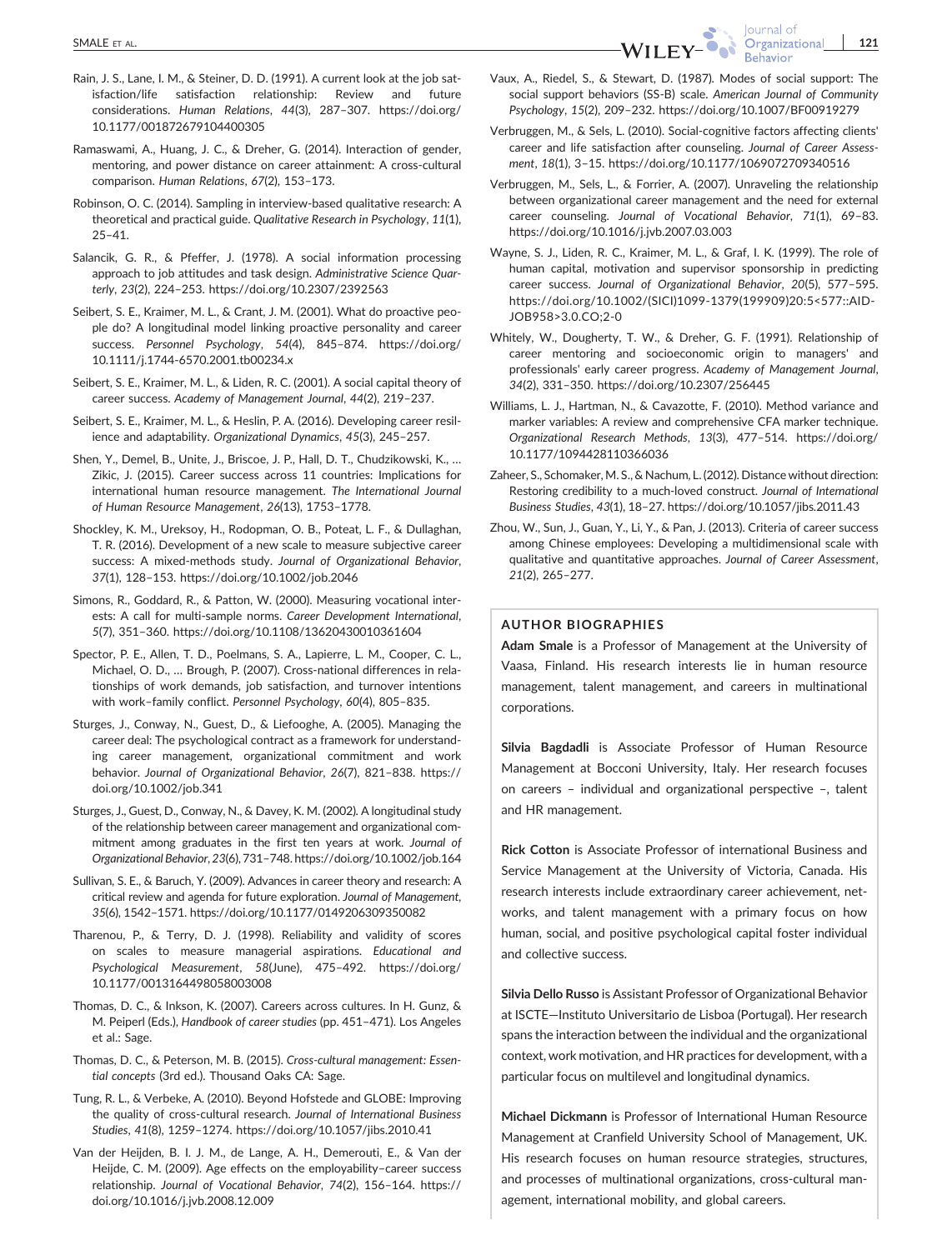Rain, J. S., Lane, I. M., & Steiner, D. D. (1991). A current look at the job satisfaction/life satisfaction relationship: Review and future considerations. *Human Relations*, *44*(3), 287–307. https://doi.org/10.1177/001872679104400305

Ramaswami, A., Huang, J. C., & Dreher, G. (2014). Interaction of gender, mentoring, and power distance on career attainment: A cross-cultural comparison. *Human Relations*, *67*(2), 153–173.

Robinson, O. C. (2014). Sampling in interview-based qualitative research: A theoretical and practical guide. *Qualitative Research in Psychology*, *11*(1), 25–41.

Salancik, G. R., & Pfeffer, J. (1978). A social information processing approach to job attitudes and task design. *Administrative Science Quarterly*, *23*(2), 224–253. https://doi.org/10.2307/2392563

Seibert, S. E., Kraimer, M. L., & Crant, J. M. (2001). What do proactive people do? A longitudinal model linking proactive personality and career success. *Personnel Psychology*, *54*(4), 845–874. https://doi.org/10.1111/j.1744-6570.2001.tb00234.x

Seibert, S. E., Kraimer, M. L., & Liden, R. C. (2001). A social capital theory of career success. *Academy of Management Journal*, *44*(2), 219–237.

Seibert, S. E., Kraimer, M. L., & Heslin, P. A. (2016). Developing career resilience and adaptability. *Organizational Dynamics*, *45*(3), 245–257.

Shen, Y., Demel, B., Unite, J., Briscoe, J. P., Hall, D. T., Chudzikowski, K., … Zikic, J. (2015). Career success across 11 countries: Implications for international human resource management. *The International Journal of Human Resource Management*, *26*(13), 1753–1778.

Shockley, K. M., Ureksoy, H., Rodopman, O. B., Poteat, L. F., & Dullaghan, T. R. (2016). Development of a new scale to measure subjective career success: A mixed-methods study. *Journal of Organizational Behavior*, *37*(1), 128–153. https://doi.org/10.1002/job.2046

Simons, R., Goddard, R., & Patton, W. (2000). Measuring vocational interests: A call for multi-sample norms. *Career Development International*, *5*(7), 351–360. https://doi.org/10.1108/13620430010361604

Spector, P. E., Allen, T. D., Poelmans, S. A., Lapierre, L. M., Cooper, C. L., Michael, O. D., … Brough, P. (2007). Cross-national differences in relationships of work demands, job satisfaction, and turnover intentions with work–family conflict. *Personnel Psychology*, *60*(4), 805–835.

Sturges, J., Conway, N., Guest, D., & Liefooghe, A. (2005). Managing the career deal: The psychological contract as a framework for understanding career management, organizational commitment and work behavior. *Journal of Organizational Behavior*, *26*(7), 821–838. https://doi.org/10.1002/job.341

Sturges, J., Guest, D., Conway, N., & Davey, K. M. (2002). A longitudinal study of the relationship between career management and organizational commitment among graduates in the first ten years at work. *Journal of Organizational Behavior*, *23*(6), 731–748. https://doi.org/10.1002/job.164

Sullivan, S. E., & Baruch, Y. (2009). Advances in career theory and research: A critical review and agenda for future exploration. *Journal of Management*, *35*(6), 1542–1571. https://doi.org/10.1177/0149206309350082

Tharenou, P., & Terry, D. J. (1998). Reliability and validity of scores on scales to measure managerial aspirations. *Educational and Psychological Measurement*, *58*(June), 475–492. https://doi.org/10.1177/0013164498058003008

Thomas, D. C., & Inkson, K. (2007). Careers across cultures. In H. Gunz, & M. Peiperl (Eds.), *Handbook of career studies* (pp. 451–471). Los Angeles et al.: Sage.

Thomas, D. C., & Peterson, M. B. (2015). *Cross-cultural management: Essential concepts* (3rd ed.). Thousand Oaks CA: Sage.

Tung, R. L., & Verbeke, A. (2010). Beyond Hofstede and GLOBE: Improving the quality of cross-cultural research. *Journal of International Business Studies*, *41*(8), 1259–1274. https://doi.org/10.1057/jibs.2010.41

Van der Heijden, B. I. J. M., de Lange, A. H., Demerouti, E., & Van der Heijde, C. M. (2009). Age effects on the employability–career success relationship. *Journal of Vocational Behavior*, *74*(2), 156–164. https://doi.org/10.1016/j.jvb.2008.12.009

Vaux, A., Riedel, S., & Stewart, D. (1987). Modes of social support: The social support behaviors (SS-B) scale. *American Journal of Community Psychology*, *15*(2), 209–232. https://doi.org/10.1007/BF00919279

Verbruggen, M., & Sels, L. (2010). Social-cognitive factors affecting clients' career and life satisfaction after counseling. *Journal of Career Assessment*, *18*(1), 3–15. https://doi.org/10.1177/1069072709340516

Verbruggen, M., Sels, L., & Forrier, A. (2007). Unraveling the relationship between organizational career management and the need for external career counseling. *Journal of Vocational Behavior*, *71*(1), 69–83. https://doi.org/10.1016/j.jvb.2007.03.003

Wayne, S. J., Liden, R. C., Kraimer, M. L., & Graf, I. K. (1999). The role of human capital, motivation and supervisor sponsorship in predicting career success. *Journal of Organizational Behavior*, *20*(5), 577–595. https://doi.org/10.1002/(SICI)1099-1379(199909)20:5<577::AID-JOB958>3.0.CO;2-0

Whitely, W., Dougherty, T. W., & Dreher, G. F. (1991). Relationship of career mentoring and socioeconomic origin to managers' and professionals' early career progress. *Academy of Management Journal*, *34*(2), 331–350. https://doi.org/10.2307/256445

Williams, L. J., Hartman, N., & Cavazotte, F. (2010). Method variance and marker variables: A review and comprehensive CFA marker technique. *Organizational Research Methods*, *13*(3), 477–514. https://doi.org/10.1177/1094428110366036

Zaheer, S., Schomaker, M. S., & Nachum, L. (2012). Distance without direction: Restoring credibility to a much-loved construct. *Journal of International Business Studies*, *43*(1), 18–27. https://doi.org/10.1057/jibs.2011.43

Zhou, W., Sun, J., Guan, Y., Li, Y., & Pan, J. (2013). Criteria of career success among Chinese employees: Developing a multidimensional scale with qualitative and quantitative approaches. *Journal of Career Assessment*, *21*(2), 265–277.

## AUTHOR BIOGRAPHIES

**Adam Smale** is a Professor of Management at the University of Vaasa, Finland. His research interests lie in human resource management, talent management, and careers in multinational corporations.

**Silvia Bagdadli** is Associate Professor of Human Resource Management at Bocconi University, Italy. Her research focuses on careers – individual and organizational perspective –, talent and HR management.

**Rick Cotton** is Associate Professor of international Business and Service Management at the University of Victoria, Canada. His research interests include extraordinary career achievement, networks, and talent management with a primary focus on how human, social, and positive psychological capital foster individual and collective success.

**Silvia Dello Russo** is Assistant Professor of Organizational Behavior at ISCTE—Instituto Universitario de Lisboa (Portugal). Her research spans the interaction between the individual and the organizational context, work motivation, and HR practices for development, with a particular focus on multilevel and longitudinal dynamics.

**Michael Dickmann** is Professor of International Human Resource Management at Cranfield University School of Management, UK. His research focuses on human resource strategies, structures, and processes of multinational organizations, cross-cultural management, international mobility, and global careers.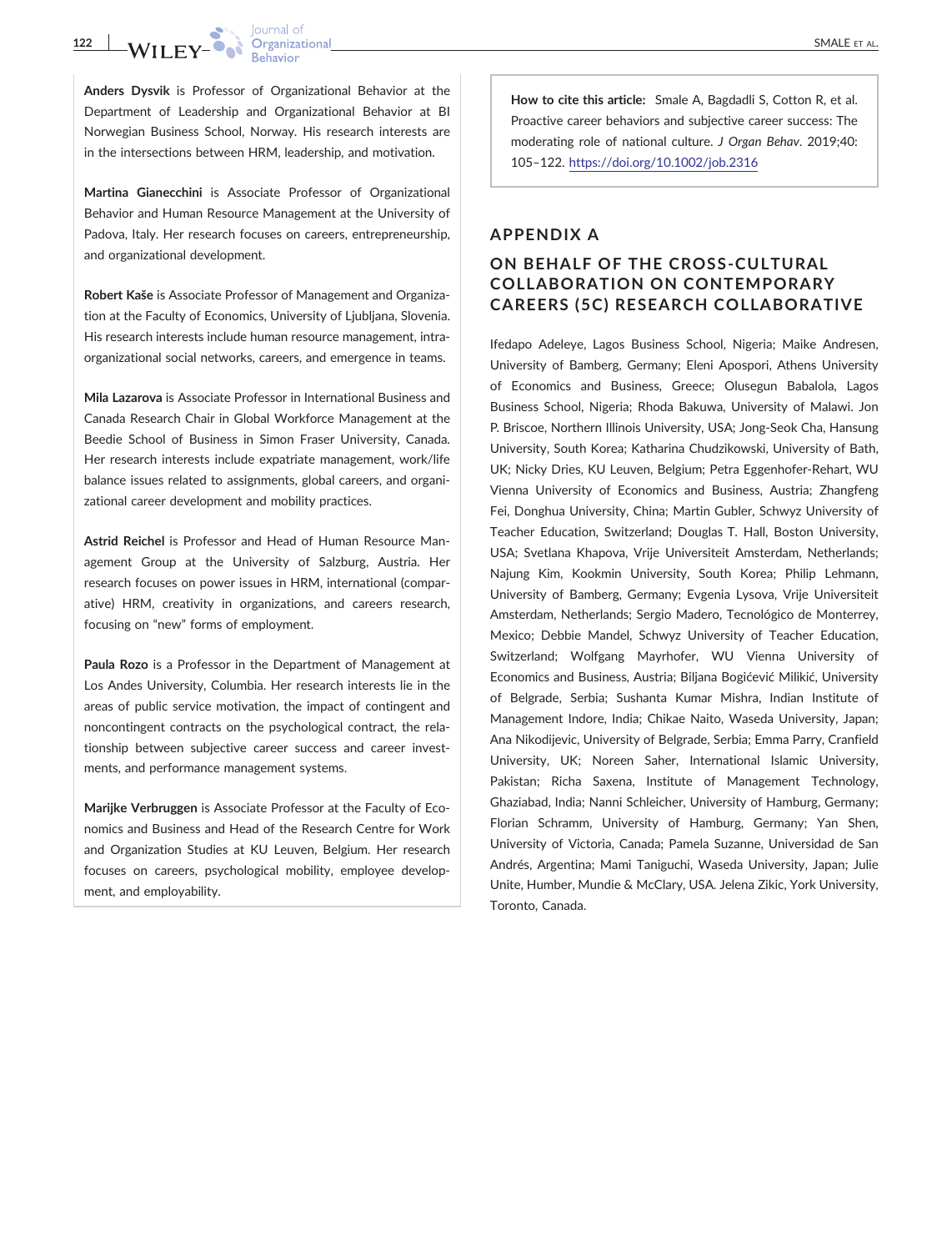**Anders Dysvik** is Professor of Organizational Behavior at the Department of Leadership and Organizational Behavior at BI Norwegian Business School, Norway. His research interests are in the intersections between HRM, leadership, and motivation.

**Martina Gianecchini** is Associate Professor of Organizational Behavior and Human Resource Management at the University of Padova, Italy. Her research focuses on careers, entrepreneurship, and organizational development.

**Robert Kaše** is Associate Professor of Management and Organization at the Faculty of Economics, University of Ljubljana, Slovenia. His research interests include human resource management, intraorganizational social networks, careers, and emergence in teams.

**Mila Lazarova** is Associate Professor in International Business and Canada Research Chair in Global Workforce Management at the Beedie School of Business in Simon Fraser University, Canada. Her research interests include expatriate management, work/life balance issues related to assignments, global careers, and organizational career development and mobility practices.

**Astrid Reichel** is Professor and Head of Human Resource Management Group at the University of Salzburg, Austria. Her research focuses on power issues in HRM, international (comparative) HRM, creativity in organizations, and careers research, focusing on "new" forms of employment.

**Paula Rozo** is a Professor in the Department of Management at Los Andes University, Columbia. Her research interests lie in the areas of public service motivation, the impact of contingent and noncontingent contracts on the psychological contract, the relationship between subjective career success and career investments, and performance management systems.

**Marijke Verbruggen** is Associate Professor at the Faculty of Economics and Business and Head of the Research Centre for Work and Organization Studies at KU Leuven, Belgium. Her research focuses on careers, psychological mobility, employee development, and employability.

**How to cite this article:** Smale A, Bagdadli S, Cotton R, et al. Proactive career behaviors and subjective career success: The moderating role of national culture. *J Organ Behav*. 2019;40: 105–122. https://doi.org/10.1002/job.2316

## APPENDIX A

### ON BEHALF OF THE CROSS-CULTURAL COLLABORATION ON CONTEMPORARY CAREERS (5C) RESEARCH COLLABORATIVE

Ifedapo Adeleye, Lagos Business School, Nigeria; Maike Andresen, University of Bamberg, Germany; Eleni Apospori, Athens University of Economics and Business, Greece; Olusegun Babalola, Lagos Business School, Nigeria; Rhoda Bakuwa, University of Malawi. Jon P. Briscoe, Northern Illinois University, USA; Jong-Seok Cha, Hansung University, South Korea; Katharina Chudzikowski, University of Bath, UK; Nicky Dries, KU Leuven, Belgium; Petra Eggenhofer-Rehart, WU Vienna University of Economics and Business, Austria; Zhangfeng Fei, Donghua University, China; Martin Gubler, Schwyz University of Teacher Education, Switzerland; Douglas T. Hall, Boston University, USA; Svetlana Khapova, Vrije Universiteit Amsterdam, Netherlands; Najung Kim, Kookmin University, South Korea; Philip Lehmann, University of Bamberg, Germany; Evgenia Lysova, Vrije Universiteit Amsterdam, Netherlands; Sergio Madero, Tecnológico de Monterrey, Mexico; Debbie Mandel, Schwyz University of Teacher Education, Switzerland; Wolfgang Mayrhofer, WU Vienna University of Economics and Business, Austria; Biljana Bogićević Milikić, University of Belgrade, Serbia; Sushanta Kumar Mishra, Indian Institute of Management Indore, India; Chikae Naito, Waseda University, Japan; Ana Nikodijevic, University of Belgrade, Serbia; Emma Parry, Cranfield University, UK; Noreen Saher, International Islamic University, Pakistan; Richa Saxena, Institute of Management Technology, Ghaziabad, India; Nanni Schleicher, University of Hamburg, Germany; Florian Schramm, University of Hamburg, Germany; Yan Shen, University of Victoria, Canada; Pamela Suzanne, Universidad de San Andrés, Argentina; Mami Taniguchi, Waseda University, Japan; Julie Unite, Humber, Mundie & McClary, USA. Jelena Zikic, York University, Toronto, Canada.